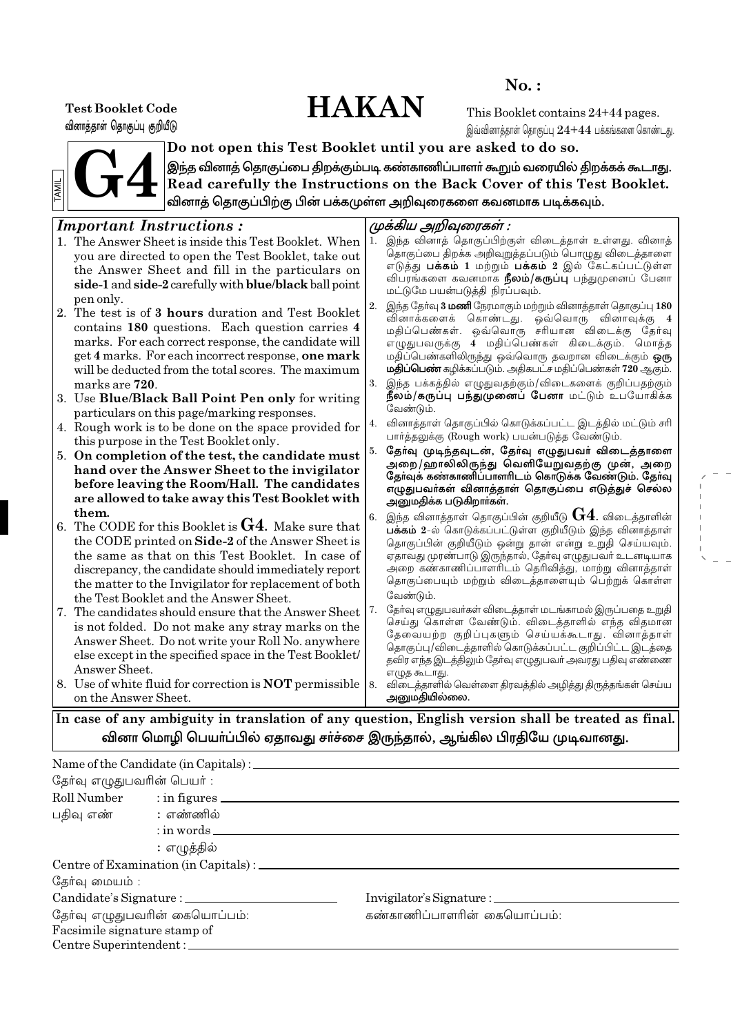No. :

Test Booklet Code
வினாத்தாள் தொகுப்பு குறியீடு

# HAKAN

This Booklet contains 24+44 pages.
இவ்வினாத்தாள் தொகுப்பு 24+44 பக்கங்களை கொண்டது.

TAMIL

# G4

**Do not open this Test Booklet until you are asked to do so.**

**இந்த வினாத் தொகுப்பை திறக்கும்படி கண்காணிப்பாளர் கூறும் வரையில் திறக்கக் கூடாது.**

**Read carefully the Instructions on the Back Cover of this Test Booklet.**

**வினாத் தொகுப்பிற்கு பின் பக்கமுள்ள அறிவுரைகளை கவனமாக படிக்கவும்.**

### *Important Instructions :*

1. The Answer Sheet is inside this Test Booklet. When you are directed to open the Test Booklet, take out the Answer Sheet and fill in the particulars on **side-1** and **side-2** carefully with **blue/black** ball point pen only.
2. The test is of **3 hours** duration and Test Booklet contains 180 questions. Each question carries **4** marks. For each correct response, the candidate will get **4** marks. For each incorrect response, **one mark** will be deducted from the total scores. The maximum marks are **720**.
3. Use **Blue/Black Ball Point Pen only** for writing particulars on this page/marking responses.
4. Rough work is to be done on the space provided for this purpose in the Test Booklet only.
5. **On completion of the test, the candidate must hand over the Answer Sheet to the invigilator before leaving the Room/Hall. The candidates are allowed to take away this Test Booklet with them.**
6. The CODE for this Booklet is **G4**. Make sure that the CODE printed on **Side-2** of the Answer Sheet is the same as that on this Test Booklet. In case of discrepancy, the candidate should immediately report the matter to the Invigilator for replacement of both the Test Booklet and the Answer Sheet.
7. The candidates should ensure that the Answer Sheet is not folded. Do not make any stray marks on the Answer Sheet. Do not write your Roll No. anywhere else except in the specified space in the Test Booklet/ Answer Sheet.
8. Use of white fluid for correction is **NOT** permissible on the Answer Sheet.

### *முக்கிய அறிவுரைகள் :*

1. இந்த வினாத் தொகுப்பிற்குள் விடைத்தாள் உள்ளது. வினாத் தொகுப்பை திறக்க அறிவுறுத்தப்படும் பொழுது விடைத்தாளை எடுத்து **பக்கம் 1** மற்றும் **பக்கம் 2** இல் கேட்கப்பட்டுள்ள விபரங்களை கவனமாக **நீலம்/கருப்பு** பந்துமுனைப் பேனா மட்டுமே பயன்படுத்தி நிரப்பவும்.
2. இந்த தேர்வு **3 மணி** நேரமாகும் மற்றும் வினாத்தாள் தொகுப்பு **180** வினாக்களைக் கொண்டது. ஒவ்வொரு வினாவுக்கு **4** மதிப்பெண்கள். ஒவ்வொரு சரியான விடைக்கு தேர்வு எழுதுபவருக்கு **4** மதிப்பெண்கள் கிடைக்கும். மொத்த மதிப்பெண்களிலிருந்து ஒவ்வொரு தவறான விடைக்கும் **ஒரு மதிப்பெண்** கழிக்கப்படும். அதிகபட்ச மதிப்பெண்கள் **720** ஆகும்.
3. இந்த பக்கத்தில் எழுதுவதற்கும்/விடைகளைக் குறிப்பதற்கும் **நீலம்/கருப்பு பந்துமுனைப் பேனா** மட்டும் உபயோகிக்க வேண்டும்.
4. வினாத்தாள் தொகுப்பில் கொடுக்கப்பட்ட இடத்தில் மட்டும் சரி பார்த்தலுக்கு (Rough work) பயன்படுத்த வேண்டும்.
5. **தேர்வு முடிந்தவுடன், தேர்வு எழுதுபவர் விடைத்தாளை அறை/ஹாலிலிருந்து வெளியேறுவதற்கு முன், அறை தேர்வுக் கண்காணிப்பாளரிடம் கொடுக்க வேண்டும். தேர்வு எழுதுபவர்கள் வினாத்தாள் தொகுப்பை எடுத்துச் செல்ல அனுமதிக்க படுகிறார்கள்.**
6. இந்த வினாத்தாள் தொகுப்பின் குறியீடு **G4**. விடைத்தாளின் **பக்கம் 2**-ல் கொடுக்கப்பட்டுள்ள குறியீடும் இந்த வினாத்தாள் தொகுப்பின் குறியீடும் ஒன்று தான் என்று உறுதி செய்யவும். ஏதாவது முரண்பாடு இருந்தால், தேர்வு எழுதுபவர் உடனடியாக அறை கண்காணிப்பாளரிடம் தெரிவித்து, மாற்று வினாத்தாள் தொகுப்பையும் மற்றும் விடைத்தாளையும் பெற்றுக் கொள்ள வேண்டும்.
7. தேர்வு எழுதுபவர்கள் விடைத்தாள் மடங்காமல் இருப்பதை உறுதி செய்து கொள்ள வேண்டும். விடைத்தாளில் எந்த விதமான தேவையற்ற குறிப்புகளும் செய்யக்கூடாது. வினாத்தாள் தொகுப்பு/விடைத்தாளில் கொடுக்கப்பட்ட குறிப்பிட்ட இடத்தை தவிர எந்த இடத்திலும் தேர்வு எழுதுபவர் அவரது பதிவு எண்ணை எழுத கூடாது.
8. விடைத்தாளில் வெள்ளை திரவத்தில் அழித்து திருத்தங்கள் செய்ய **அனுமதியில்லை.**

**In case of any ambiguity in translation of any question, English version shall be treated as final.**

**வினா மொழி பெயர்ப்பில் ஏதாவது சர்ச்சை இருந்தால், ஆங்கில பிரதியே முடிவானது.**

Name of the Candidate (in Capitals) : ____________________

தேர்வு எழுதுபவரின் பெயர் :

Roll Number : in figures ____________________

பதிவு எண் : எண்ணில்

: in words ____________________

: எழுத்தில்

Centre of Examination (in Capitals) : ____________________

தேர்வு மையம் :

Candidate's Signature : ____________________ Invigilator's Signature : ____________________

தேர்வு எழுதுபவரின் கையொப்பம்: கண்காணிப்பாளரின் கையொப்பம்:

Facsimile signature stamp of
Centre Superintendent : ____________________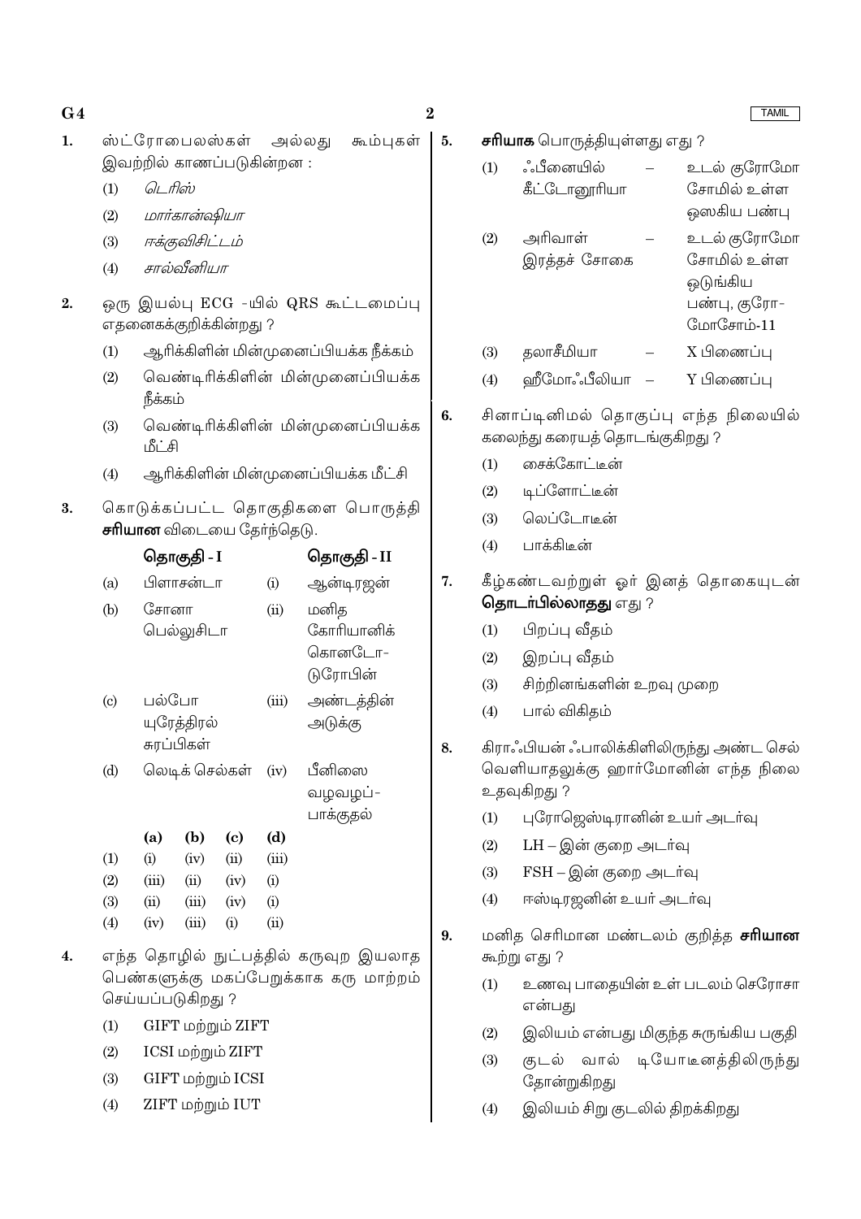1. ஸ்ட்ரோபைலஸ்கள் அல்லது கூம்புகள் இவற்றில் காணப்படுகின்றன :

   (1) *டெரிஸ்*

   (2) *மார்கான்ஷியா*

   (3) *ஈக்குவிசிட்டம்*

   (4) *சால்வீனியா*

2. ஒரு இயல்பு ECG -யில் QRS கூட்டமைப்பு எதனைக்குறிக்கின்றது ?

   (1) ஆரிக்கிளின் மின்முனைப்பியக்க நீக்கம்

   (2) வெண்டிரிக்கிளின் மின்முனைப்பியக்க நீக்கம்

   (3) வெண்டிரிக்கிளின் மின்முனைப்பியக்க மீட்சி

   (4) ஆரிக்கிளின் மின்முனைப்பியக்க மீட்சி

3. கொடுக்கப்பட்ட தொகுதிகளை பொருத்தி **சரியான** விடையை தேர்ந்தெடு.

|  | **தொகுதி - I** |  | **தொகுதி - II** |
|---|---|---|---|
| (a) | பிளாசன்டா | (i) | ஆன்டிரஜன் |
| (b) | சோனா பெல்லுசிடா | (ii) | மனித கோரியானிக் கொனடோ-டுரோபின் |
| (c) | பல்போ யுரேத்திரல் சுரப்பிகள் | (iii) | அண்டத்தின் அடுக்கு |
| (d) | லெடிக் செல்கள் | (iv) | பீனிஸை வழவழப்-பாக்குதல் |

|  | **(a)** | **(b)** | **(c)** | **(d)** |
|---|---|---|---|---|
| (1) | (i) | (iv) | (ii) | (iii) |
| (2) | (iii) | (ii) | (iv) | (i) |
| (3) | (ii) | (iii) | (iv) | (i) |
| (4) | (iv) | (iii) | (i) | (ii) |

4. எந்த தொழில் நுட்பத்தில் கருவுற இயலாத பெண்களுக்கு மகப்பேறுக்காக கரு மாற்றம் செய்யப்படுகிறது ?

   (1) GIFT மற்றும் ZIFT

   (2) ICSI மற்றும் ZIFT

   (3) GIFT மற்றும் ICSI

   (4) ZIFT மற்றும் IUT

5. **சரியாக** பொருத்தியுள்ளது எது ?

   (1) ஃபீனையில் கீட்டோனூரியா – உடல் குரோமோசோமில் உள்ள ஒஸகிய பண்பு

   (2) அரிவாள் இரத்தச் சோகை – உடல் குரோமோசோமில் உள்ள ஒடுங்கிய பண்பு, குரோமோசோம்-11

   (3) தலாசீமியா – X பிணைப்பு

   (4) ஹீமோஃபீலியா – Y பிணைப்பு

6. சினாப்டினிமல் தொகுப்பு எந்த நிலையில் கலைந்து கரையத் தொடங்குகிறது ?

   (1) சைக்கோட்டீன்

   (2) டிப்ளோட்டீன்

   (3) லெப்டோடீன்

   (4) பாக்கிடீன்

7. கீழ்கண்டவற்றுள் ஓர் இனத் தொகையுடன் **தொடர்பில்லாதது** எது ?

   (1) பிறப்பு வீதம்

   (2) இறப்பு வீதம்

   (3) சிற்றினங்களின் உறவு முறை

   (4) பால் விகிதம்

8. கிராஃபியன் ஃபாலிக்கிளிலிருந்து அண்ட செல் வெளியாதலுக்கு ஹார்மோனின் எந்த நிலை உதவுகிறது ?

   (1) புரோஜெஸ்டிரானின் உயர் அடர்வு

   (2) LH – இன் குறை அடர்வு

   (3) FSH – இன் குறை அடர்வு

   (4) ஈஸ்டிரஜனின் உயர் அடர்வு

9. மனித செரிமான மண்டலம் குறித்த **சரியான** கூற்று எது ?

   (1) உணவு பாதையின் உள் படலம் செரோசா என்பது

   (2) இலியம் என்பது மிகுந்த சுருங்கிய பகுதி

   (3) குடல் வால் டியோடீனத்திலிருந்து தோன்றுகிறது

   (4) இலியம் சிறு குடலில் திறக்கிறது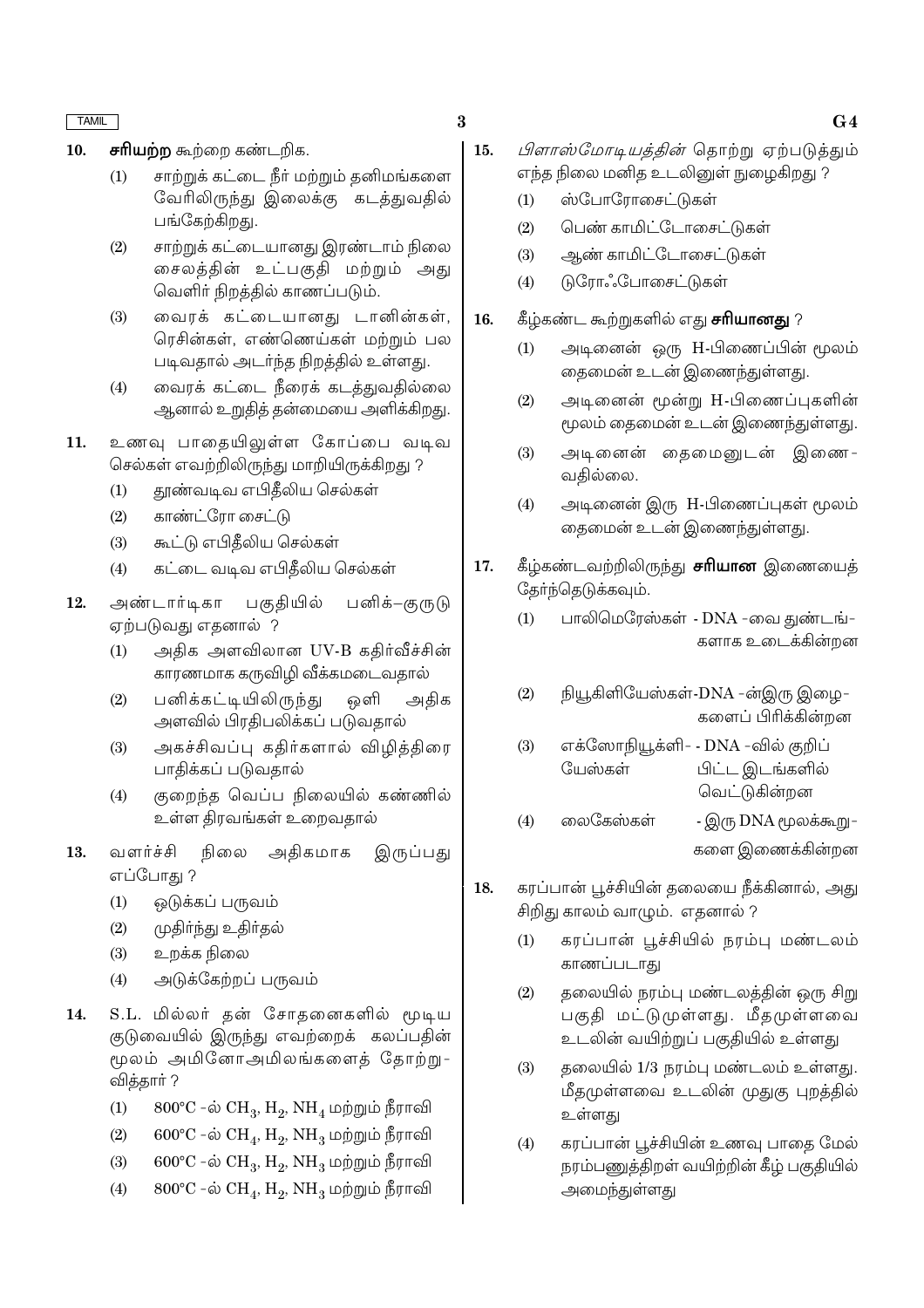10. **சரியற்ற** கூற்றை கண்டறிக.

    (1) சாற்றுக் கட்டை நீர் மற்றும் தனிமங்களை வேரிலிருந்து இலைக்கு கடத்துவதில் பங்கேற்கிறது.

    (2) சாற்றுக் கட்டையானது இரண்டாம் நிலை சைலத்தின் உட்பகுதி மற்றும் அது வெளிர் நிறத்தில் காணப்படும்.

    (3) வைரக் கட்டையானது டானின்கள், ரெசின்கள், எண்ணெய்கள் மற்றும் பல படிவதால் அடர்ந்த நிறத்தில் உள்ளது.

    (4) வைரக் கட்டை நீரைக் கடத்துவதில்லை ஆனால் உறுதித் தன்மையை அளிக்கிறது.

11. உணவு பாதையிலுள்ள கோப்பை வடிவ செல்கள் எவற்றிலிருந்து மாறியிருக்கிறது ?

    (1) தூண்வடிவ எபிதீலிய செல்கள்

    (2) காண்ட்ரோ சைட்டு

    (3) கூட்டு எபிதீலிய செல்கள்

    (4) கட்டை வடிவ எபிதீலிய செல்கள்

12. அண்டார்டிகா பகுதியில் பனிக்–குருடு ஏற்படுவது எதனால் ?

    (1) அதிக அளவிலான UV-B கதிர்வீச்சின் காரணமாக கருவிழி வீக்கமடைவதால்

    (2) பனிக்கட்டியிலிருந்து ஒளி அதிக அளவில் பிரதிபலிக்கப் படுவதால்

    (3) அகச்சிவப்பு கதிர்களால் விழித்திரை பாதிக்கப் படுவதால்

    (4) குறைந்த வெப்ப நிலையில் கண்ணில் உள்ள திரவங்கள் உறைவதால்

13. வளர்ச்சி நிலை அதிகமாக இருப்பது எப்போது ?

    (1) ஒடுக்கப் பருவம்

    (2) முதிர்ந்து உதிர்தல்

    (3) உறக்க நிலை

    (4) அடுக்கேற்றப் பருவம்

14. S.L. மில்லர் தன் சோதனைகளில் மூடிய குடுவையில் இருந்து எவற்றைக் கலப்பதின் மூலம் அமினோஅமிலங்களைத் தோற்று-வித்தார் ?

    (1) 800°C -ல் $CH_3$, $H_2$, $NH_4$ மற்றும் நீராவி

    (2) 600°C -ல் $CH_4$, $H_2$, $NH_3$ மற்றும் நீராவி

    (3) 600°C -ல் $CH_3$, $H_2$, $NH_3$ மற்றும் நீராவி

    (4) 800°C -ல் $CH_4$, $H_2$, $NH_3$ மற்றும் நீராவி

15. *பிளாஸ்மோடியத்தின்* தொற்று ஏற்படுத்தும் எந்த நிலை மனித உடலினுள் நுழைகிறது ?

    (1) ஸ்போரோசைட்டுகள்

    (2) பெண் காமிட்டோசைட்டுகள்

    (3) ஆண் காமிட்டோசைட்டுகள்

    (4) டுரோஃபோசைட்டுகள்

16. கீழ்கண்ட கூற்றுகளில் எது **சரியானது** ?

    (1) அடினைன் ஒரு H-பிணைப்பின் மூலம் தைமைன் உடன் இணைந்துள்ளது.

    (2) அடினைன் மூன்று H-பிணைப்புகளின் மூலம் தைமைன் உடன் இணைந்துள்ளது.

    (3) அடினைன் தைமைனுடன் இணை-வதில்லை.

    (4) அடினைன் இரு H-பிணைப்புகள் மூலம் தைமைன் உடன் இணைந்துள்ளது.

17. கீழ்கண்டவற்றிலிருந்து **சரியான** இணையைத் தேர்ந்தெடுக்கவும்.

    (1) பாலிமெரேஸ்கள் - DNA -வை துண்டங்-களாக உடைக்கின்றன

    (2) நியூகிளியேஸ்கள்-DNA -ன்இரு இழை-களைப் பிரிக்கின்றன

    (3) எக்ஸோநியூக்ளி-யேஸ்கள் - DNA -வில் குறிப்பிட்ட இடங்களில் வெட்டுகின்றன

    (4) லைகேஸ்கள் - இரு DNA மூலக்கூறு-களை இணைக்கின்றன

18. கரப்பான் பூச்சியின் தலையை நீக்கினால், அது சிறிது காலம் வாழும். எதனால் ?

    (1) கரப்பான் பூச்சியில் நரம்பு மண்டலம் காணப்படாது

    (2) தலையில் நரம்பு மண்டலத்தின் ஒரு சிறு பகுதி மட்டுமுள்ளது. மீதமுள்ளவை உடலின் வயிற்றுப் பகுதியில் உள்ளது

    (3) தலையில் 1/3 நரம்பு மண்டலம் உள்ளது. மீதமுள்ளவை உடலின் முதுகு புறத்தில் உள்ளது

    (4) கரப்பான் பூச்சியின் உணவு பாதை மேல் நரம்பணுத்திரள் வயிற்றின் கீழ் பகுதியில் அமைந்துள்ளது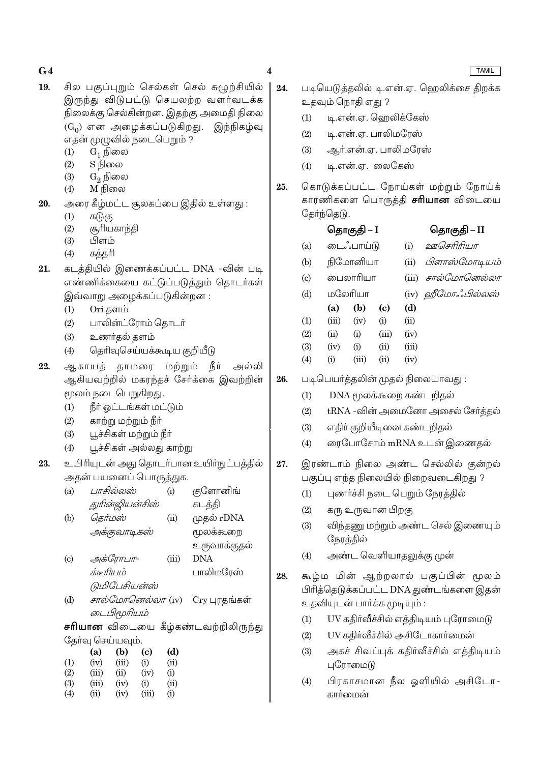19. சில பகுப்புறும் செல்கள் செல் சுழற்சியில் இருந்து விடுபட்டு செயலற்ற வளர்வடக்க நிலைக்கு செல்கின்றன. இதற்கு அமைதி நிலை ($G_0$) என அழைக்கப்படுகிறது. இந்நிகழ்வு எதன் முழுவில் நடைபெறும் ?
    (1) $G_1$ நிலை
    (2) S நிலை
    (3) $G_2$ நிலை
    (4) M நிலை

20. அரை கீழ்மட்ட சூலகப்பை இதில் உள்ளது :
    (1) கடுகு
    (2) சூரியகாந்தி
    (3) பிளம்
    (4) கத்தரி

21. கடத்தியில் இணைக்கப்பட்ட DNA -வின் படி எண்ணிக்கையை கட்டுப்படுத்தும் தொடர்கள் இவ்வாறு அழைக்கப்படுகின்றன :
    (1) Ori தளம்
    (2) பாலின்ட்ரோம் தொடர்
    (3) உணர்தல் தளம்
    (4) தெரிவுசெய்யக்கூடிய குறியீடு

22. ஆகாயத் தாமரை மற்றும் நீர் அல்லி ஆகியவற்றில் மகரந்தச் சேர்க்கை இவற்றின் மூலம் நடைபெறுகிறது.
    (1) நீர் ஓட்டங்கள் மட்டும்
    (2) காற்று மற்றும் நீர்
    (3) பூச்சிகள் மற்றும் நீர்
    (4) பூச்சிகள் அல்லது காற்று

23. உயிரியுடன் அது தொடர்பான உயிர்நுட்பத்தில் அதன் பயனைப் பொருத்துக.

| | | | |
|---|---|---|---|
| (a) | *பாசில்லஸ் துரின்ஜியன்சிஸ்* | (i) | குளோனிங் கடத்தி |
| (b) | *தெர்மஸ் அக்குவாடிகஸ்* | (ii) | முதல் rDNA மூலக்கூறை உருவாக்குதல் |
| (c) | *அக்ரோபாக்டீரியம் டுமிபேசியன்ஸ்* | (iii) | DNA பாலிமரேஸ் |
| (d) | *சால்மோனெல்லா டைபிமூரியம்* | (iv) | Cry புரதங்கள் |

**சரியான** விடையை கீழ்கண்டவற்றிலிருந்து தேர்வு செய்யவும்.

| | (a) | (b) | (c) | (d) |
|---|---|---|---|---|
| (1) | (iv) | (iii) | (i) | (ii) |
| (2) | (iii) | (ii) | (iv) | (i) |
| (3) | (iii) | (iv) | (i) | (ii) |
| (4) | (ii) | (iv) | (iii) | (i) |

24. படியெடுத்தலில் டி.என்.ஏ. ஹெலிக்சை திறக்க உதவும் நொதி எது ?
    (1) டி.என்.ஏ. ஹெலிகேஸ்
    (2) டி.என்.ஏ. பாலிமரேஸ்
    (3) ஆர்.என்.ஏ. பாலிமரேஸ்
    (4) டி.என்.ஏ. லைகேஸ்

25. கொடுக்கப்பட்ட நோய்கள் மற்றும் நோய்க் காரணிகளை பொருத்தி **சரியான** விடையை தேர்ந்தெடு.

| | **தொகுதி – I** | | **தொகுதி – II** |
|---|---|---|---|
| (a) | டைஃபாய்டு | (i) | *ஊசெரிரியா* |
| (b) | நிமோனியா | (ii) | *பிளாஸ்மோடியம்* |
| (c) | பைலாரியா | (iii) | *சால்மோனெல்லா* |
| (d) | மலேரியா | (iv) | *ஹீமோஃபில்லஸ்* |

| | (a) | (b) | (c) | (d) |
|---|---|---|---|---|
| (1) | (iii) | (iv) | (i) | (ii) |
| (2) | (ii) | (i) | (iii) | (iv) |
| (3) | (iv) | (i) | (ii) | (iii) |
| (4) | (i) | (iii) | (ii) | (iv) |

26. படிபெயர்த்தலின் முதல் நிலையாவது :
    (1) DNA மூலக்கூறை கண்டறிதல்
    (2) tRNA -வின் அமைனோ அசைல் சேர்த்தல்
    (3) எதிர் குறியீடினை கண்டறிதல்
    (4) ரைபோசோம் mRNA உடன் இணைதல்

27. இரண்டாம் நிலை அண்ட செல்லில் குன்றல் பகுப்பு எந்த நிலையில் நிறைவடைகிறது ?
    (1) புணர்ச்சி நடை பெறும் நேரத்தில்
    (2) கரு உருவான பிறகு
    (3) விந்தணு மற்றும் அண்ட செல் இணையும் நேரத்தில்
    (4) அண்ட வெளியாதலுக்கு முன்

28. கூழ்ம மின் ஆற்றலால் பகுப்பின் மூலம் பிரித்தெடுக்கப்பட்ட DNA துண்டங்களை இதன் உதவியுடன் பார்க்க முடியும் :
    (1) UV கதிர்வீச்சில் எத்திடியம் புரோமைடு
    (2) UV கதிர்வீச்சில் அசிடோகார்மைன்
    (3) அகச் சிவப்புக் கதிர்வீச்சில் எத்திடியம் புரோமைடு
    (4) பிரகாசமான நீல ஒளியில் அசிடோ-கார்மைன்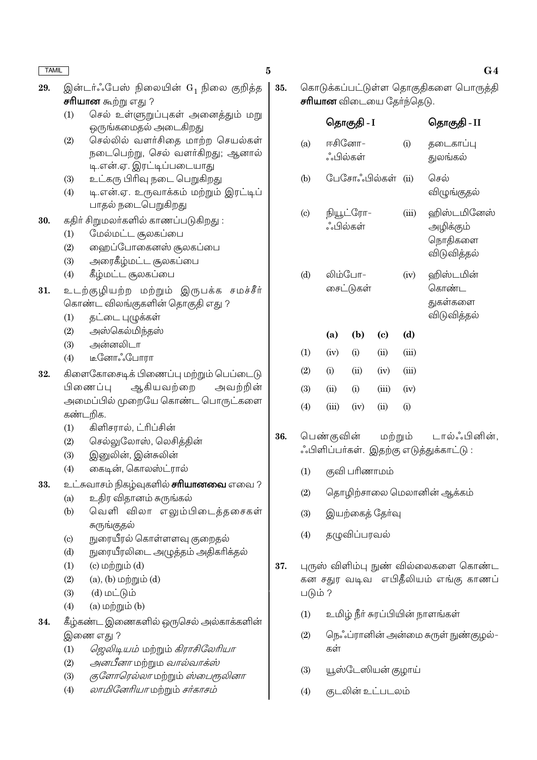29. இன்டர்ஃபேஸ் நிலையின் $G_1$ நிலை குறித்த **சரியான** கூற்று எது ?
    (1) செல் உள்ளுறுப்புகள் அனைத்தும் மறு ஒருங்கமைதல் அடைகிறது
    (2) செல்லில் வளர்சிதை மாற்ற செயல்கள் நடைபெற்று, செல் வளர்கிறது; ஆனால் டி.என்.ஏ. இரட்டிப்படையாது
    (3) உட்கரு பிரிவு நடை பெறுகிறது
    (4) டி.என்.ஏ. உருவாக்கம் மற்றும் இரட்டிப் பாதல் நடைபெறுகிறது

30. கதிர் சிறுமலர்களில் காணப்படுகிறது :
    (1) மேல்மட்ட சூலகப்பை
    (2) ஹைப்போகைனஸ் சூலகப்பை
    (3) அரைகீழ்மட்ட சூலகப்பை
    (4) கீழ்மட்ட சூலகப்பை

31. உடற்குழியற்ற மற்றும் இருபக்க சமச்சீர் கொண்ட விலங்குகளின் தொகுதி எது ?
    (1) தட்டை புழுக்கள்
    (2) அஸ்கெல்மிந்தஸ்
    (3) அன்னலிடா
    (4) டீனோஃபோரா

32. கிளைகோசைடிக் பிணைப்பு மற்றும் பெப்டைடு பிணைப்பு ஆகியவற்றை அவற்றின் அமைப்பில் முறையே கொண்ட பொருட்களை கண்டறிக.
    (1) கிளிசரால், ட்ரிப்சின்
    (2) செல்லுலோஸ், லெசித்தின்
    (3) இனுலின், இன்சுலின்
    (4) கைடின், கொலஸ்ட்ரால்

33. உட்சுவாசம் நிகழ்வுகளில் **சரியானவை** எவை ?
    (a) உதிர விதானம் சுருங்கல்
    (b) வெளி விலா எலும்பிடைத்தசைகள் சுருங்குதல்
    (c) நுரையீரல் கொள்ளளவு குறைதல்
    (d) நுரையீரலிடை அழுத்தம் அதிகரித்தல்
    (1) (c) மற்றும் (d)
    (2) (a), (b) மற்றும் (d)
    (3) (d) மட்டும்
    (4) (a) மற்றும் (b)

34. கீழ்கண்ட இணைகளில் ஒருசெல் அல்காக்களின் இணை எது ?
    (1) *ஜெலிடியம்* மற்றும் *கிராசிலேரியா*
    (2) *அனபீனா* மற்றும *வால்வாக்ஸ்*
    (3) *குளோரெல்லா* மற்றும் *ஸ்பைரூலினா*
    (4) *லாமினேரியா* மற்றும் *சர்காசம்*

35. கொடுக்கப்பட்டுள்ள தொகுதிகளை பொருத்தி **சரியான** விடையை தேர்ந்தெடு.

| | தொகுதி - I | | தொகுதி - II |
|---|---|---|---|
| (a) | ஈசினோஃபில்கள் | (i) | தடைகாப்பு துலங்கல் |
| (b) | பேசோஃபில்கள் | (ii) | செல் விழுங்குதல் |
| (c) | நியூட்ரோஃபில்கள் | (iii) | ஹிஸ்டமினேஸ் அழிக்கும் நொதிகளை விடுவித்தல் |
| (d) | லிம்போசைட்டுகள் | (iv) | ஹிஸ்டமின் கொண்ட துகள்களை விடுவித்தல் |

| | (a) | (b) | (c) | (d) |
|---|---|---|---|---|
| (1) | (iv) | (i) | (ii) | (iii) |
| (2) | (i) | (ii) | (iv) | (iii) |
| (3) | (ii) | (i) | (iii) | (iv) |
| (4) | (iii) | (iv) | (ii) | (i) |

36. பெண்குவின் மற்றும் டால்ஃபினின், ஃபிளிப்பர்கள். இதற்கு எடுத்துக்காட்டு :
    (1) குவி பரிணாமம்
    (2) தொழிற்சாலை மெலானின் ஆக்கம்
    (3) இயற்கைத் தேர்வு
    (4) தழுவிப்பரவல்

37. புருஸ் விளிம்பு நுண் வில்லைகளை கொண்ட கன சதுர வடிவ எபிதீலியம் எங்கு காணப் படும் ?
    (1) உமிழ் நீர் சுரப்பியின் நாளங்கள்
    (2) நெஃப்ரானின் அண்மை சுருள் நுண்குழல்-கள்
    (3) யூஸ்டேஸியன் குழாய்
    (4) குடலின் உட்படலம்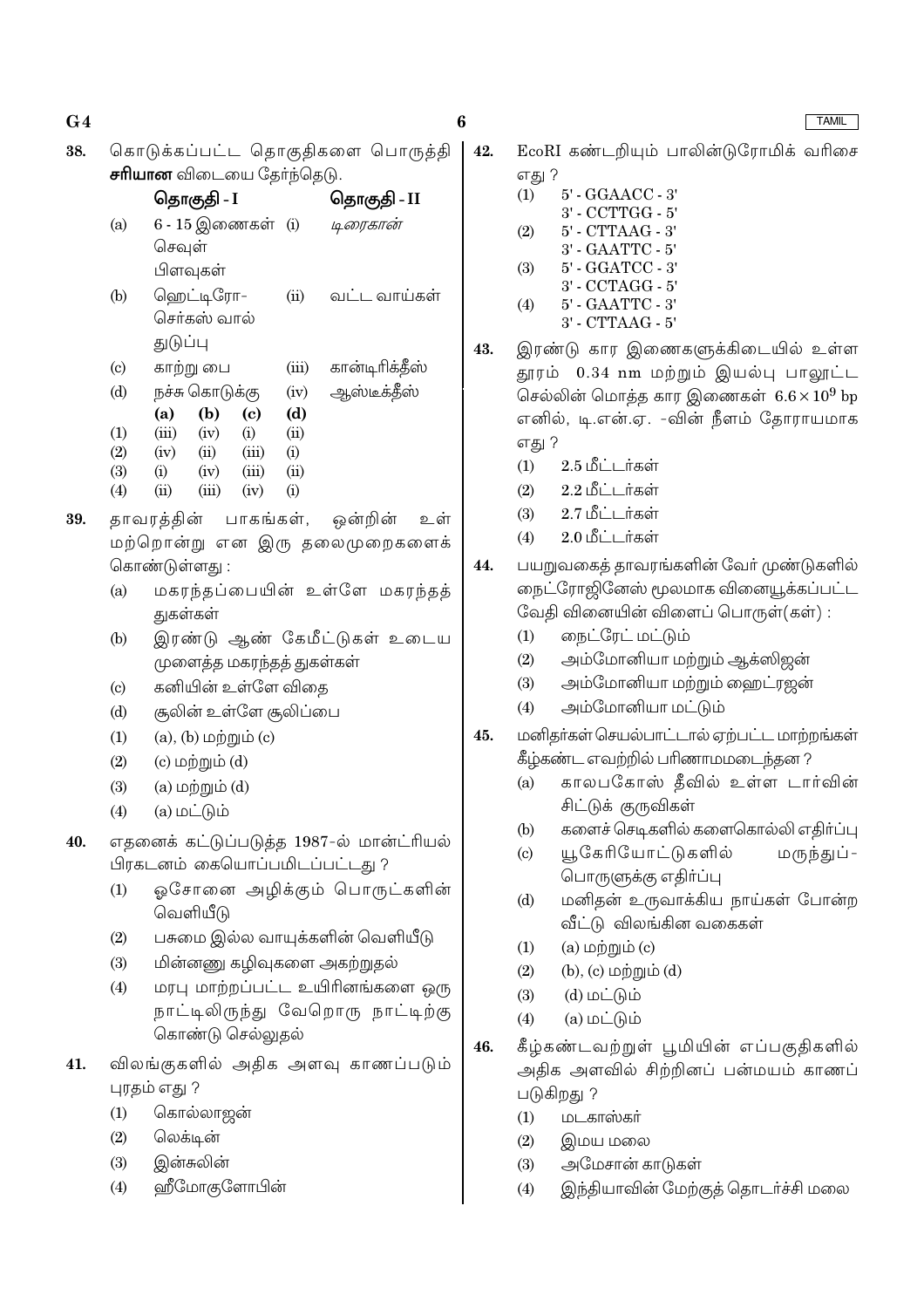38. கொடுக்கப்பட்ட தொகுதிகளை பொருத்தி **சரியான** விடையை தேர்ந்தெடு.

| | தொகுதி - I | | தொகுதி - II |
|---|---|---|---|
| (a) | 6 - 15 இணைகள் செவுள் பிளவுகள் | (i) | *டிரைகான்* |
| (b) | ஹெட்டிரோ-செர்கஸ் வால் துடுப்பு | (ii) | வட்ட வாய்கள் |
| (c) | காற்று பை | (iii) | கான்டிரிக்தீஸ் |
| (d) | நச்சு கொடுக்கு | (iv) | ஆஸ்டீக்தீஸ் |

| | (a) | (b) | (c) | (d) |
|---|---|---|---|---|
| (1) | (iii) | (iv) | (i) | (ii) |
| (2) | (iv) | (ii) | (iii) | (i) |
| (3) | (i) | (iv) | (iii) | (ii) |
| (4) | (ii) | (iii) | (iv) | (i) |

39. தாவரத்தின் பாகங்கள், ஒன்றின் உள் மற்றொன்று என இரு தலைமுறைகளைக் கொண்டுள்ளது :
   (a) மகரந்தப்பையின் உள்ளே மகரந்தத் துகள்கள்
   (b) இரண்டு ஆண் கேமீட்டுகள் உடைய முளைத்த மகரந்தத் துகள்கள்
   (c) கனியின் உள்ளே விதை
   (d) சூலின் உள்ளே சூலிப்பை
   (1) (a), (b) மற்றும் (c)
   (2) (c) மற்றும் (d)
   (3) (a) மற்றும் (d)
   (4) (a) மட்டும்

40. எதனைக் கட்டுப்படுத்த 1987-ல் மான்ட்ரியல் பிரகடனம் கையொப்பமிடப்பட்டது ?
   (1) ஓசோனை அழிக்கும் பொருட்களின் வெளியீடு
   (2) பசுமை இல்ல வாயுக்களின் வெளியீடு
   (3) மின்னணு கழிவுகளை அகற்றுதல்
   (4) மரபு மாற்றப்பட்ட உயிரினங்களை ஒரு நாட்டிலிருந்து வேறொரு நாட்டிற்கு கொண்டு செல்லுதல்

41. விலங்குகளில் அதிக அளவு காணப்படும் புரதம் எது ?
   (1) கொல்லாஜன்
   (2) லெக்டின்
   (3) இன்சுலின்
   (4) ஹீமோகுளோபின்

42. EcoRI கண்டறியும் பாலின்டுரோமிக் வரிசை எது ?
   (1) 5' - GGAACC - 3'
       3' - CCTTGG - 5'
   (2) 5' - CTTAAG - 3'
       3' - GAATTC - 5'
   (3) 5' - GGATCC - 3'
       3' - CCTAGG - 5'
   (4) 5' - GAATTC - 3'
       3' - CTTAAG - 5'

43. இரண்டு கார இணைகளுக்கிடையில் உள்ள தூரம் 0.34 nm மற்றும் இயல்பு பாலூட்ட செல்லின் மொத்த கார இணைகள் $6.6 \times 10^9$ bp எனில், டி.என்.ஏ. -வின் நீளம் தோராயமாக எது ?
   (1) 2.5 மீட்டர்கள்
   (2) 2.2 மீட்டர்கள்
   (3) 2.7 மீட்டர்கள்
   (4) 2.0 மீட்டர்கள்

44. பயறுவகைத் தாவரங்களின் வேர் முண்டுகளில் நைட்ரோஜினேஸ் மூலமாக வினையூக்கப்பட்ட வேதி வினையின் விளைப் பொருள்(கள்) :
   (1) நைட்ரேட் மட்டும்
   (2) அம்மோனியா மற்றும் ஆக்ஸிஜன்
   (3) அம்மோனியா மற்றும் ஹைட்ரஜன்
   (4) அம்மோனியா மட்டும்

45. மனிதர்கள் செயல்பாட்டால் ஏற்பட்ட மாற்றங்கள் கீழ்கண்ட எவற்றில் பரிணாமமடைந்தன ?
   (a) காலபகோஸ் தீவில் உள்ள டார்வின் சிட்டுக் குருவிகள்
   (b) களைச் செடிகளில் களைகொல்லி எதிர்ப்பு
   (c) யூகேரியோட்டுகளில் மருந்துப்-பொருளுக்கு எதிர்ப்பு
   (d) மனிதன் உருவாக்கிய நாய்கள் போன்ற வீட்டு விலங்கின வகைகள்
   (1) (a) மற்றும் (c)
   (2) (b), (c) மற்றும் (d)
   (3) (d) மட்டும்
   (4) (a) மட்டும்

46. கீழ்கண்டவற்றுள் பூமியின் எப்பகுதிகளில் அதிக அளவில் சிற்றினப் பன்மயம் காணப் படுகிறது ?
   (1) மடகாஸ்கர்
   (2) இமய மலை
   (3) அமேசான் காடுகள்
   (4) இந்தியாவின் மேற்குத் தொடர்ச்சி மலை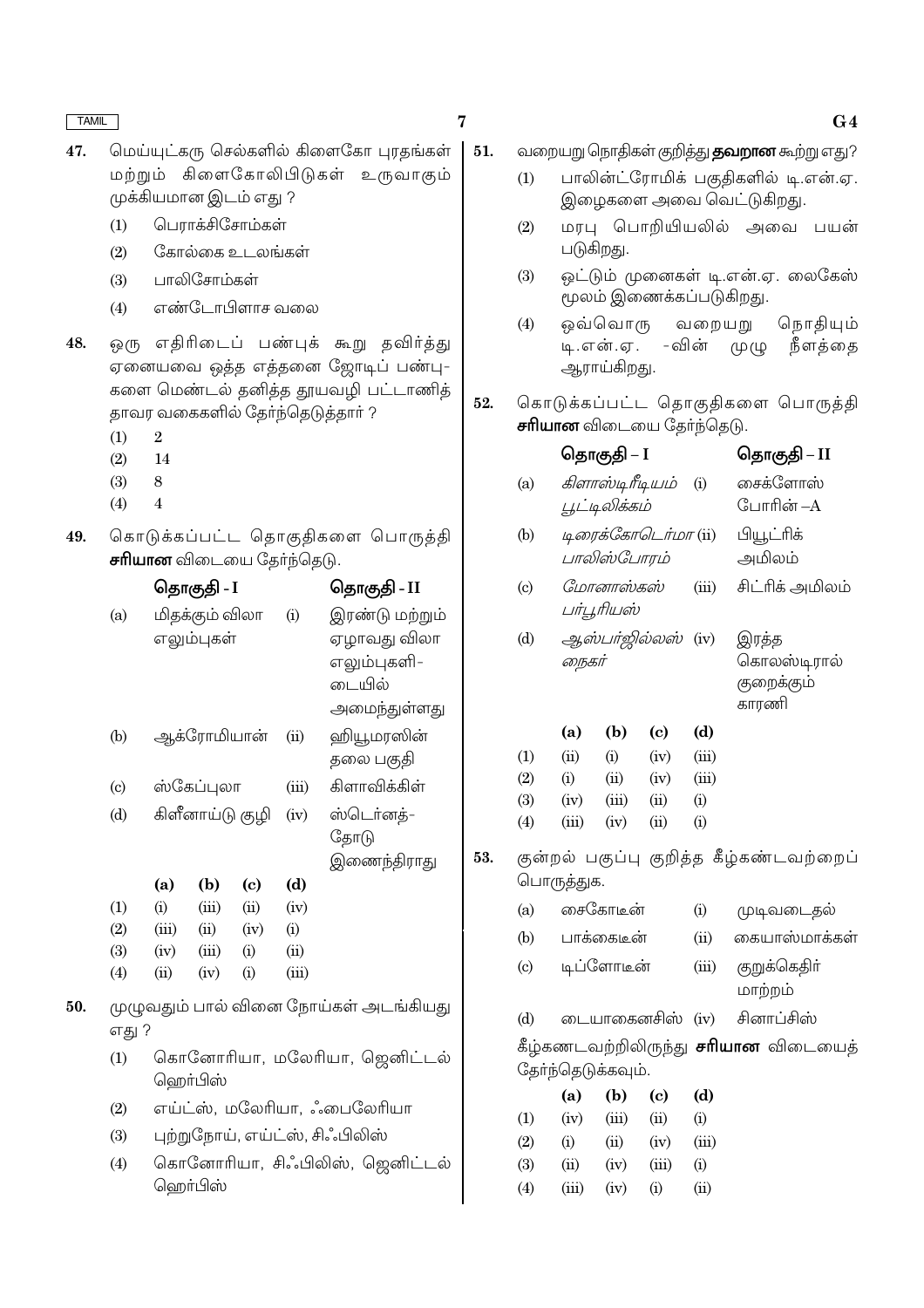47. மெய்யுட்கரு செல்களில் கிளைகோ புரதங்கள் மற்றும் கிளைகோலிபிடுகள் உருவாகும் முக்கியமான இடம் எது ?

(1) பெராக்சிசோம்கள்

(2) கோல்கை உடலங்கள்

(3) பாலிசோம்கள்

(4) எண்டோபிளாச வலை

48. ஒரு எதிரிடைப் பண்புக் கூறு தவிர்த்து ஏனையவை ஒத்த எத்தனை ஜோடிப் பண்புகளை மெண்டல் தனித்த தூயவழி பட்டாணித் தாவர வகைகளில் தேர்ந்தெடுத்தார் ?

(1) 2

(2) 14

(3) 8

(4) 4

49. கொடுக்கப்பட்ட தொகுதிகளை பொருத்தி **சரியான** விடையை தேர்ந்தெடு.

| | தொகுதி - I | | தொகுதி - II |
|---|---|---|---|
| (a) | மிதக்கும் விலா எலும்புகள் | (i) | இரண்டு மற்றும் ஏழாவது விலா எலும்புகளிடையில் அமைந்துள்ளது |
| (b) | ஆக்ரோமியான் | (ii) | ஹியூமரஸின் தலை பகுதி |
| (c) | ஸ்கேப்புலா | (iii) | கிளாவிக்கிள் |
| (d) | கிளீனாய்டு குழி | (iv) | ஸ்டெர்னத்தோடு இணைந்திராது |

| | (a) | (b) | (c) | (d) |
|---|---|---|---|---|
| (1) | (i) | (iii) | (ii) | (iv) |
| (2) | (iii) | (ii) | (iv) | (i) |
| (3) | (iv) | (iii) | (i) | (ii) |
| (4) | (ii) | (iv) | (i) | (iii) |

50. முழுவதும் பால் வினை நோய்கள் அடங்கியது எது ?

(1) கொனோரியா, மலேரியா, ஜெனிட்டல் ஹெர்பிஸ்

(2) எய்ட்ஸ், மலேரியா, ஃபைலேரியா

(3) புற்றுநோய், எய்ட்ஸ், சிஃபிலிஸ்

(4) கொனோரியா, சிஃபிலிஸ், ஜெனிட்டல் ஹெர்பிஸ்

51. வறையறு நொதிகள் குறித்து **தவறான** கூற்று எது?

(1) பாலின்ட்ரோமிக் பகுதிகளில் டி.என்.ஏ. இழைகளை அவை வெட்டுகிறது.

(2) மரபு பொறியியலில் அவை பயன் படுகிறது.

(3) ஒட்டும் முனைகள் டி.என்.ஏ. லைகேஸ் மூலம் இணைக்கப்படுகிறது.

(4) ஒவ்வொரு வறையறு நொதியும் டி.என்.ஏ. -வின் முழு நீளத்தை ஆராய்கிறது.

52. கொடுக்கப்பட்ட தொகுதிகளை பொருத்தி **சரியான** விடையை தேர்ந்தெடு.

| | தொகுதி – I | | தொகுதி – II |
|---|---|---|---|
| (a) | *கிளாஸ்டிரீடியம் பூட்டிலிக்கம்* | (i) | சைக்ளோஸ் போரின் –A |
| (b) | *டிரைக்கோடெர்மா பாலிஸ்போரம்* | (ii) | பியூட்ரிக் அமிலம் |
| (c) | *மோனாஸ்கஸ் பர்பூரியஸ்* | (iii) | சிட்ரிக் அமிலம் |
| (d) | *ஆஸ்பர்ஜில்லஸ் நைகர்* | (iv) | இரத்த கொலஸ்டிரால் குறைக்கும் காரணி |

| | (a) | (b) | (c) | (d) |
|---|---|---|---|---|
| (1) | (ii) | (i) | (iv) | (iii) |
| (2) | (i) | (ii) | (iv) | (iii) |
| (3) | (iv) | (iii) | (ii) | (i) |
| (4) | (iii) | (iv) | (ii) | (i) |

53. குன்றல் பகுப்பு குறித்த கீழ்கண்டவற்றைப் பொருத்துக.

| | | | |
|---|---|---|---|
| (a) | சைகோடீன் | (i) | முடிவடைதல் |
| (b) | பாக்கைடீன் | (ii) | கையாஸ்மாக்கள் |
| (c) | டிப்ளோடீன் | (iii) | குறுக்கெதிர் மாற்றம் |
| (d) | டையாகைனசிஸ் | (iv) | சினாப்சிஸ் |

கீழ்கண்டவற்றிலிருந்து **சரியான** விடையைத் தேர்ந்தெடுக்கவும்.

| | (a) | (b) | (c) | (d) |
|---|---|---|---|---|
| (1) | (iv) | (iii) | (ii) | (i) |
| (2) | (i) | (ii) | (iv) | (iii) |
| (3) | (ii) | (iv) | (iii) | (i) |
| (4) | (iii) | (iv) | (i) | (ii) |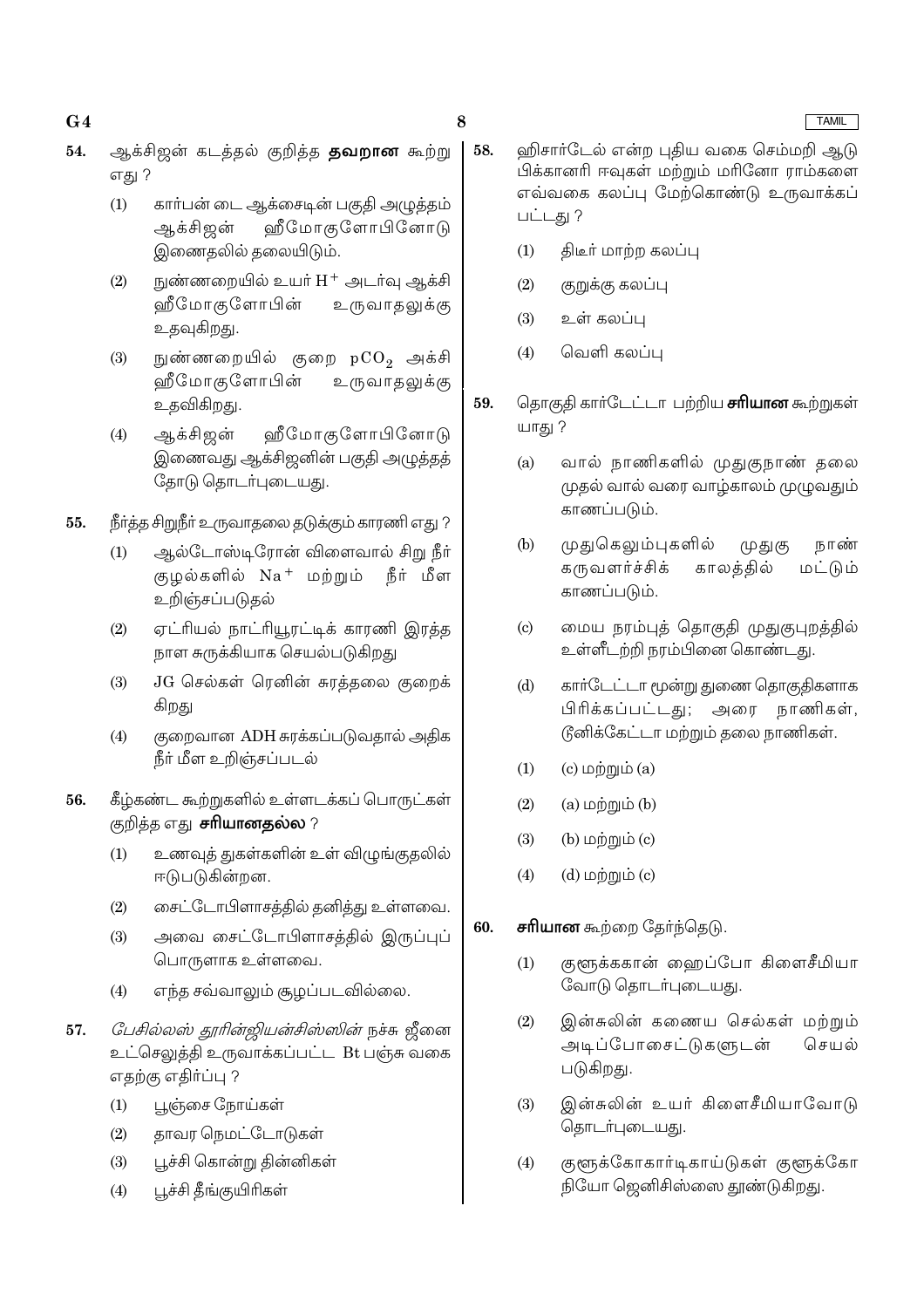54. ஆக்சிஜன் கடத்தல் குறித்த **தவறான** கூற்று எது ?

(1) கார்பன் டை ஆக்சைடின் பகுதி அழுத்தம் ஆக்சிஜன் ஹீமோகுளோபினோடு இணைதலில் தலையிடும்.

(2) நுண்ணறையில் உயர் $H^+$ அடர்வு ஆக்சி ஹீமோகுளோபின் உருவாதலுக்கு உதவுகிறது.

(3) நுண்ணறையில் குறை $pCO_2$ அக்சி ஹீமோகுளோபின் உருவாதலுக்கு உதவிகிறது.

(4) ஆக்சிஜன் ஹீமோகுளோபினோடு இணைவது ஆக்சிஜனின் பகுதி அழுத்தத்தோடு தொடர்புடையது.

55. நீர்த்த சிறுநீர் உருவாதலை தடுக்கும் காரணி எது ?

(1) ஆல்டோஸ்டிரோன் விளைவால் சிறு நீர் குழல்களில் $Na^+$ மற்றும் நீர் மீள உறிஞ்சப்படுதல்

(2) ஏட்ரியல் நாட்ரியூரட்டிக் காரணி இரத்த நாள சுருக்கியாக செயல்படுகிறது

(3) JG செல்கள் ரெனின் சுரத்தலை குறைக்கிறது

(4) குறைவான ADH சுரக்கப்படுவதால் அதிக நீர் மீள உறிஞ்சப்படல்

56. கீழ்கண்ட கூற்றுகளில் உள்ளடக்கப் பொருட்கள் குறித்த எது **சரியானதல்ல** ?

(1) உணவுத் துகள்களின் உள் விழுங்குதலில் ஈடுபடுகின்றன.

(2) சைட்டோபிளாசத்தில் தனித்து உள்ளவை.

(3) அவை சைட்டோபிளாசத்தில் இருப்புப் பொருளாக உள்ளவை.

(4) எந்த சவ்வாலும் சூழப்படவில்லை.

57. *பேசில்லஸ் துரின்ஜியன்சிஸ்ஸின்* நச்சு ஜீனை உட்செலுத்தி உருவாக்கப்பட்ட Bt பஞ்சு வகை எதற்கு எதிர்ப்பு ?

(1) பூஞ்சை நோய்கள்

(2) தாவர நெமட்டோடுகள்

(3) பூச்சி கொன்று தின்னிகள்

(4) பூச்சி தீங்குயிரிகள்

58. ஹிசார்டேல் என்ற புதிய வகை செம்மறி ஆடு பிக்கானரி ஈவுகள் மற்றும் மரினோ ராம்களை எவ்வகை கலப்பு மேற்கொண்டு உருவாக்கப் பட்டது ?

(1) திடீர் மாற்ற கலப்பு

(2) குறுக்கு கலப்பு

(3) உள் கலப்பு

(4) வெளி கலப்பு

59. தொகுதி கார்டேட்டா பற்றிய **சரியான** கூற்றுகள் யாது ?

(a) வால் நாணிகளில் முதுகுநாண் தலை முதல் வால் வரை வாழ்காலம் முழுவதும் காணப்படும்.

(b) முதுகெலும்புகளில் முதுகு நாண் கருவளர்ச்சிக் காலத்தில் மட்டும் காணப்படும்.

(c) மைய நரம்புத் தொகுதி முதுகுபுறத்தில் உள்ளீடற்றி நரம்பினை கொண்டது.

(d) கார்டேட்டா மூன்று துணை தொகுதிகளாக பிரிக்கப்பட்டது; அரை நாணிகள், டூனிக்கேட்டா மற்றும் தலை நாணிகள்.

(1) (c) மற்றும் (a)

(2) (a) மற்றும் (b)

(3) (b) மற்றும் (c)

(4) (d) மற்றும் (c)

60. **சரியான** கூற்றை தேர்ந்தெடு.

(1) குளூக்ககான் ஹைப்போ கிளைசீமியா வோடு தொடர்புடையது.

(2) இன்சுலின் கணைய செல்கள் மற்றும் அடிப்போசைட்டுகளுடன் செயல் படுகிறது.

(3) இன்சுலின் உயர் கிளைசீமியாவோடு தொடர்புடையது.

(4) குளூக்கோகார்டிகாய்டுகள் குளூக்கோ நியோ ஜெனிசிஸ்ஸை தூண்டுகிறது.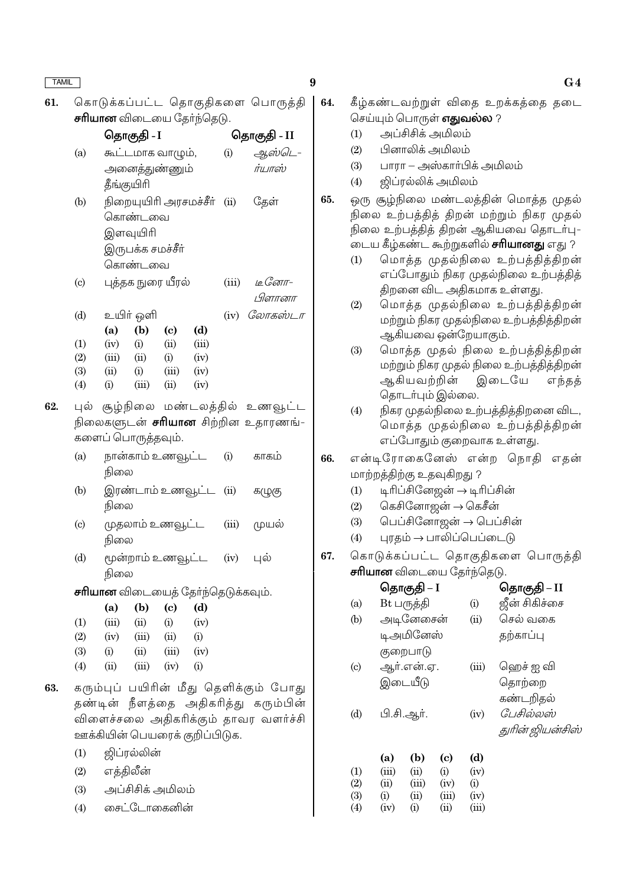61. கொடுக்கப்பட்ட தொகுதிகளை பொருத்தி **சரியான** விடையை தேர்ந்தெடு.

| | தொகுதி - I | | தொகுதி - II |
|---|---|---|---|
| (a) | கூட்டமாக வாழும், அனைத்துண்ணும் தீங்குயிரி | (i) | *ஆஸ்டெ-ர்யாஸ்* |
| (b) | நிறையுயிரி அரசமச்சீர் கொண்டவை இளவுயிரி இருபக்க சமச்சீர் கொண்டவை | (ii) | தேள் |
| (c) | புத்தக நுரை யீரல் | (iii) | *டீனோ-பிளானா* |
| (d) | உயிர் ஒளி | (iv) | *லோகஸ்டா* |

| | (a) | (b) | (c) | (d) |
|---|---|---|---|---|
| (1) | (iv) | (i) | (ii) | (iii) |
| (2) | (iii) | (ii) | (i) | (iv) |
| (3) | (ii) | (i) | (iii) | (iv) |
| (4) | (i) | (iii) | (ii) | (iv) |

62. புல் சூழ்நிலை மண்டலத்தில் உணவூட்ட நிலைகளுடன் **சரியான** சிற்றின உதாரணங்-களைப் பொருத்தவும்.

| | | | |
|---|---|---|---|
| (a) | நான்காம் உணவூட்ட நிலை | (i) | காகம் |
| (b) | இரண்டாம் உணவூட்ட நிலை | (ii) | கழுகு |
| (c) | முதலாம் உணவூட்ட நிலை | (iii) | முயல் |
| (d) | மூன்றாம் உணவூட்ட நிலை | (iv) | புல் |

**சரியான** விடையைத் தேர்ந்தெடுக்கவும்.

| | (a) | (b) | (c) | (d) |
|---|---|---|---|---|
| (1) | (iii) | (ii) | (i) | (iv) |
| (2) | (iv) | (iii) | (ii) | (i) |
| (3) | (i) | (ii) | (iii) | (iv) |
| (4) | (ii) | (iii) | (iv) | (i) |

63. கரும்புப் பயிரின் மீது தெளிக்கும் போது தண்டின் நீளத்தை அதிகரித்து கரும்பின் விளைச்சலை அதிகரிக்கும் தாவர வளர்ச்சி ஊக்கியின் பெயரைக் குறிப்பிடுக.

(1) ஜிப்ரல்லின்
(2) எத்திலீன்
(3) அப்சிசிக் அமிலம்
(4) சைட்டோகைனின்

64. கீழ்கண்டவற்றுள் விதை உறக்கத்தை தடை செய்யும் பொருள் **எதுவல்ல** ?

(1) அப்சிசிக் அமிலம்
(2) பினாலிக் அமிலம்
(3) பாரா – அஸ்கார்பிக் அமிலம்
(4) ஜிப்ரல்லிக் அமிலம்

65. ஒரு சூழ்நிலை மண்டலத்தின் மொத்த முதல் நிலை உற்பத்தித் திறன் மற்றும் நிகர முதல் நிலை உற்பத்தித் திறன் ஆகியவை தொடர்பு-டைய கீழ்கண்ட கூற்றுகளில் **சரியானது** எது ?

(1) மொத்த முதல்நிலை உற்பத்தித்திறன் எப்போதும் நிகர முதல்நிலை உற்பத்தித் திறனை விட அதிகமாக உள்ளது.
(2) மொத்த முதல்நிலை உற்பத்தித்திறன் மற்றும் நிகர முதல்நிலை உற்பத்தித்திறன் ஆகியவை ஒன்றேயாகும்.
(3) மொத்த முதல் நிலை உற்பத்தித்திறன் மற்றும் நிகர முதல் நிலை உற்பத்தித்திறன் ஆகியவற்றின் இடையே எந்தத் தொடர்பும் இல்லை.
(4) நிகர முதல்நிலை உற்பத்தித்திறனை விட, மொத்த முதல்நிலை உற்பத்தித்திறன் எப்போதும் குறைவாக உள்ளது.

66. என்டிரோகைனேஸ் என்ற நொதி எதன் மாற்றத்திற்கு உதவுகிறது ?

(1) டிரிப்சினோஜன் → டிரிப்சின்
(2) கெசினோஜன் → கெசீன்
(3) பெப்சினோஜன் → பெப்சின்
(4) புரதம் → பாலிப்பெப்டைடு

67. கொடுக்கப்பட்ட தொகுதிகளை பொருத்தி **சரியான** விடையை தேர்ந்தெடு.

| | தொகுதி – I | | தொகுதி – II |
|---|---|---|---|
| (a) | Bt பருத்தி | (i) | ஜீன் சிகிச்சை |
| (b) | அடினோசைன் டிஅமினேஸ் குறைபாடு | (ii) | செல் வகை தற்காப்பு |
| (c) | ஆர்.என்.ஏ. இடையீடு | (iii) | ஹெச் ஐ வி தொற்றை கண்டறிதல் |
| (d) | பி.சி.ஆர். | (iv) | *பேசில்லஸ் துரின்ஜியன்சிஸ்* |

| | (a) | (b) | (c) | (d) |
|---|---|---|---|---|
| (1) | (iii) | (ii) | (i) | (iv) |
| (2) | (ii) | (iii) | (iv) | (i) |
| (3) | (i) | (ii) | (iii) | (iv) |
| (4) | (iv) | (i) | (ii) | (iii) |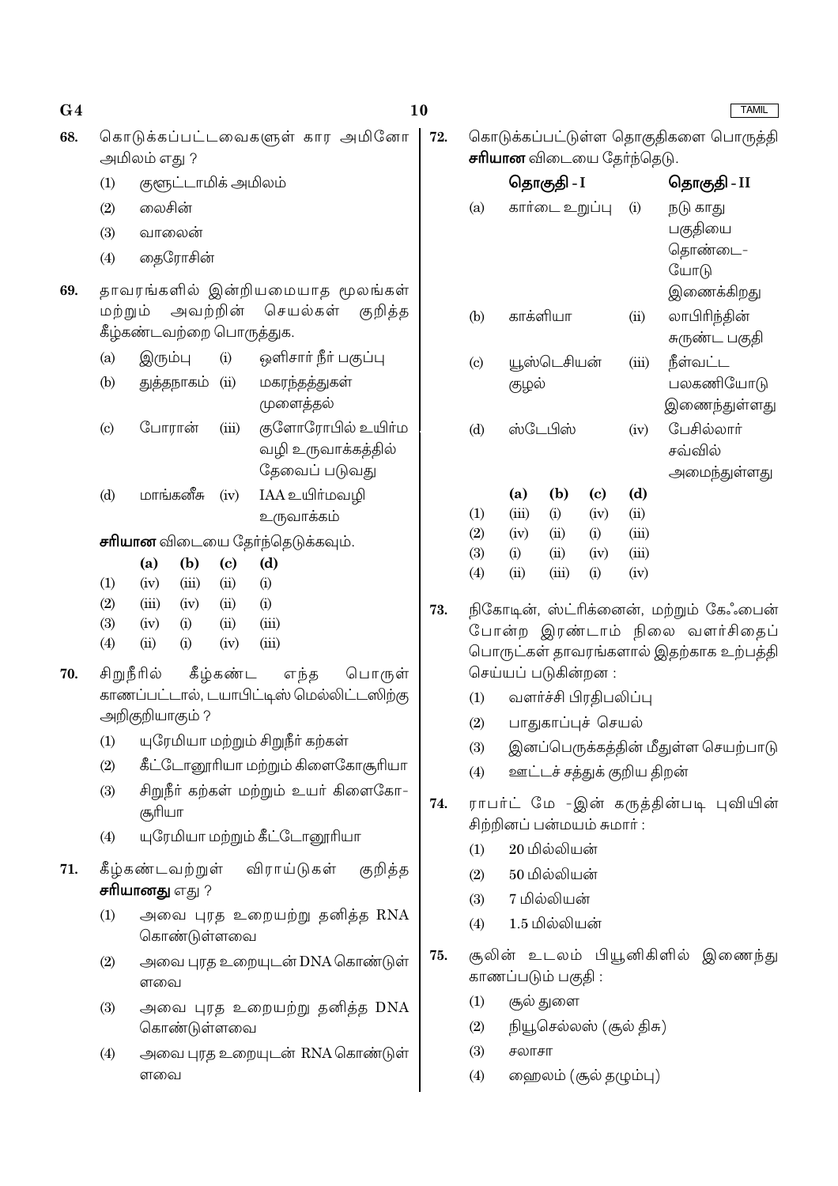68. கொடுக்கப்பட்டவைகளுள் கார அமினோ அமிலம் எது ?

(1) குளூட்டாமிக் அமிலம்

(2) லைசின்

(3) வாலைன்

(4) தைரோசின்

69. தாவரங்களில் இன்றியமையாத மூலங்கள் மற்றும் அவற்றின் செயல்கள் குறித்த கீழ்கண்டவற்றை பொருத்துக.

| | | | |
|---|---|---|---|
| (a) | இரும்பு | (i) | ஒளிசார் நீர் பகுப்பு |
| (b) | துத்தநாகம் | (ii) | மகரந்தத்துகள் முளைத்தல் |
| (c) | போரான் | (iii) | குளோரோபில் உயிர்ம வழி உருவாக்கத்தில் தேவைப் படுவது |
| (d) | மாங்கனீசு | (iv) | IAA உயிர்மவழி உருவாக்கம் |

**சரியான** விடையை தேர்ந்தெடுக்கவும்.

| | (a) | (b) | (c) | (d) |
|---|---|---|---|---|
| (1) | (iv) | (iii) | (ii) | (i) |
| (2) | (iii) | (iv) | (ii) | (i) |
| (3) | (iv) | (i) | (ii) | (iii) |
| (4) | (ii) | (i) | (iv) | (iii) |

70. சிறுநீரில் கீழ்கண்ட எந்த பொருள் காணப்பட்டால், டயாபிட்டிஸ் மெல்லிட்டஸிற்கு அறிகுறியாகும் ?

(1) யுரேமியா மற்றும் சிறுநீர் கற்கள்

(2) கீட்டோனூரியா மற்றும் கிளைகோசூரியா

(3) சிறுநீர் கற்கள் மற்றும் உயர் கிளைகோ-சூரியா

(4) யுரேமியா மற்றும் கீட்டோனூரியா

71. கீழ்கண்டவற்றுள் விராய்டுகள் குறித்த **சரியானது** எது ?

(1) அவை புரத உறையற்று தனித்த RNA கொண்டுள்ளவை

(2) அவை புரத உறையுடன் DNA கொண்டுள்ளவை

(3) அவை புரத உறையற்று தனித்த DNA கொண்டுள்ளவை

(4) அவை புரத உறையுடன் RNA கொண்டுள்ளவை

72. கொடுக்கப்பட்டுள்ள தொகுதிகளை பொருத்தி **சரியான** விடையை தேர்ந்தெடு.

| | **தொகுதி - I** | | **தொகுதி - II** |
|---|---|---|---|
| (a) | கார்டை உறுப்பு | (i) | நடு காது பகுதியை தொண்டை-யோடு இணைக்கிறது |
| (b) | காக்ளியா | (ii) | லாபிரிந்தின் சுருண்ட பகுதி |
| (c) | யூஸ்டெசியன் குழல் | (iii) | நீள்வட்ட பலகணியோடு இணைந்துள்ளது |
| (d) | ஸ்டேபிஸ் | (iv) | பேசில்லார் சவ்வில் அமைந்துள்ளது |

| | (a) | (b) | (c) | (d) |
|---|---|---|---|---|
| (1) | (iii) | (i) | (iv) | (ii) |
| (2) | (iv) | (ii) | (i) | (iii) |
| (3) | (i) | (ii) | (iv) | (iii) |
| (4) | (ii) | (iii) | (i) | (iv) |

73. நிகோடின், ஸ்ட்ரிக்னைன், மற்றும் கேஃபைன் போன்ற இரண்டாம் நிலை வளர்சிதைப் பொருட்கள் தாவரங்களால் இதற்காக உற்பத்தி செய்யப் படுகின்றன :

(1) வளர்ச்சி பிரதிபலிப்பு

(2) பாதுகாப்புச் செயல்

(3) இனப்பெருக்கத்தின் மீதுள்ள செயற்பாடு

(4) ஊட்டச் சத்துக் குறிய திறன்

74. ராபர்ட் மே -இன் கருத்தின்படி புவியின் சிற்றினப் பன்மயம் சுமார் :

(1) 20 மில்லியன்

(2) 50 மில்லியன்

(3) 7 மில்லியன்

(4) 1.5 மில்லியன்

75. சூலின் உடலம் பியூனிகிளில் இணைந்து காணப்படும் பகுதி :

(1) சூல் துளை

(2) நியூசெல்லஸ் (சூல் திசு)

(3) சலாசா

(4) ஹைலம் (சூல் தழும்பு)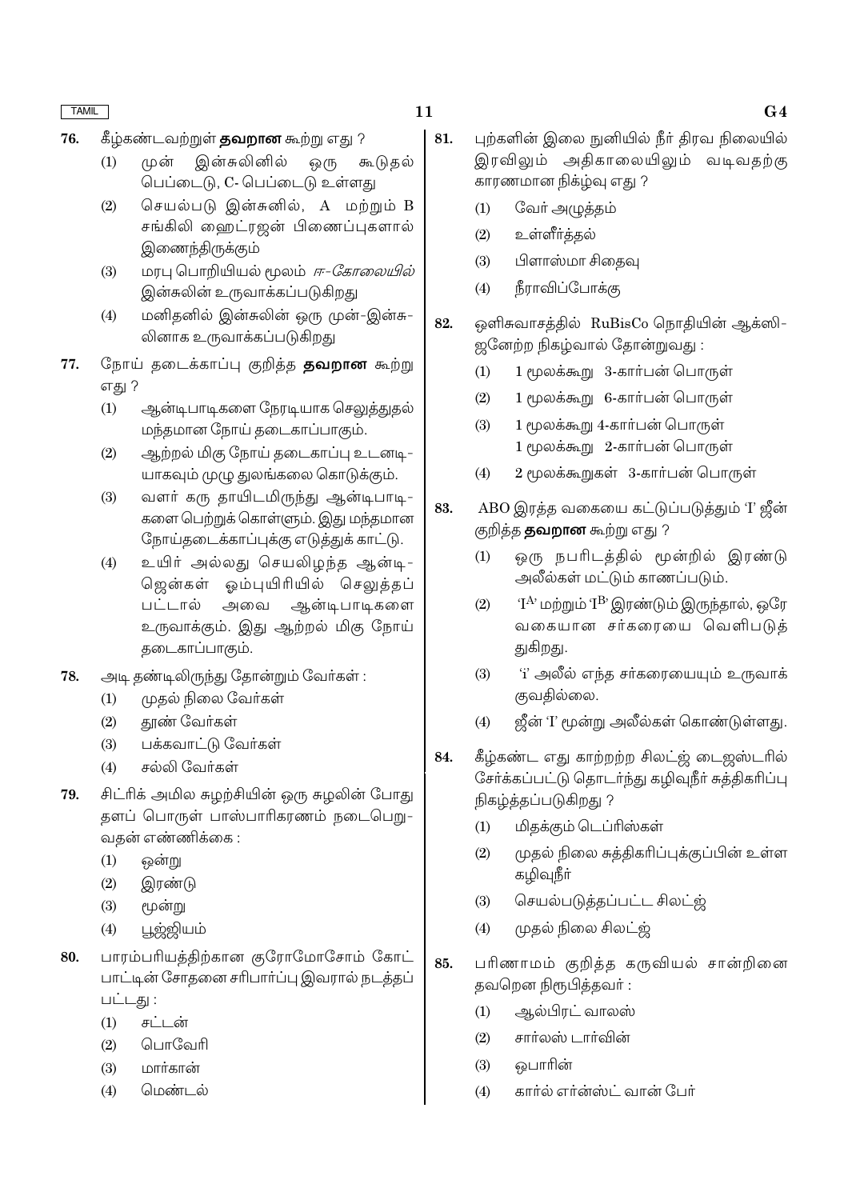76. கீழ்கண்டவற்றுள் **தவறான** கூற்று எது ?

(1) முன் இன்சுலினில் ஒரு கூடுதல் பெப்டைடு, C- பெப்டைடு உள்ளது

(2) செயல்படு இன்சுனில், A மற்றும் B சங்கிலி ஹைட்ரஜன் பிணைப்புகளால் இணைந்திருக்கும்

(3) மரபு பொறியியல் மூலம் *ஈ-கோலையில்* இன்சுலின் உருவாக்கப்படுகிறது

(4) மனிதனில் இன்சுலின் ஒரு முன்-இன்சுலினாக உருவாக்கப்படுகிறது

77. நோய் தடைக்காப்பு குறித்த **தவறான** கூற்று எது ?

(1) ஆன்டிபாடிகளை நேரடியாக செலுத்துதல் மந்தமான நோய் தடைகாப்பாகும்.

(2) ஆற்றல் மிகு நோய் தடைகாப்பு உடனடியாகவும் முழு துலங்கலை கொடுக்கும்.

(3) வளர் கரு தாயிடமிருந்து ஆன்டிபாடிகளை பெற்றுக் கொள்ளும். இது மந்தமான நோய்தடைக்காப்புக்கு எடுத்துக் காட்டு.

(4) உயிர் அல்லது செயலிழந்த ஆன்டிஜென்கள் ஓம்புயிரியில் செலுத்தப்பட்டால் அவை ஆன்டிபாடிகளை உருவாக்கும். இது ஆற்றல் மிகு நோய் தடைகாப்பாகும்.

78. அடி தண்டிலிருந்து தோன்றும் வேர்கள் :

(1) முதல் நிலை வேர்கள்

(2) தூண் வேர்கள்

(3) பக்கவாட்டு வேர்கள்

(4) சல்லி வேர்கள்

79. சிட்ரிக் அமில சுழற்சியின் ஒரு சுழலின் போது தளப் பொருள் பாஸ்பாரிகரணம் நடைபெறுவதன் எண்ணிக்கை :

(1) ஒன்று

(2) இரண்டு

(3) மூன்று

(4) பூஜ்ஜியம்

80. பாரம்பரியத்திற்கான குரோமோசோம் கோட்பாட்டின் சோதனை சரிபார்ப்பு இவரால் நடத்தப்பட்டது :

(1) சட்டன்

(2) பொவேரி

(3) மார்கான்

(4) மெண்டல்

81. புற்களின் இலை நுனியில் நீர் திரவ நிலையில் இரவிலும் அதிகாலையிலும் வடிவதற்கு காரணமான நிக்ழ்வு எது ?

(1) வேர் அழுத்தம்

(2) உள்ளீர்த்தல்

(3) பிளாஸ்மா சிதைவு

(4) நீராவிப்போக்கு

82. ஒளிசுவாசத்தில் RuBisCo நொதியின் ஆக்ஸிஜனேற்ற நிகழ்வால் தோன்றுவது :

(1) 1 மூலக்கூறு 3-கார்பன் பொருள்

(2) 1 மூலக்கூறு 6-கார்பன் பொருள்

(3) 1 மூலக்கூறு 4-கார்பன் பொருள்
1 மூலக்கூறு 2-கார்பன் பொருள்

(4) 2 மூலக்கூறுகள் 3-கார்பன் பொருள்

83. ABO இரத்த வகையை கட்டுப்படுத்தும் 'I' ஜீன் குறித்த **தவறான** கூற்று எது ?

(1) ஒரு நபரிடத்தில் மூன்றில் இரண்டு அலீல்கள் மட்டும் காணப்படும்.

(2) '$I^A$' மற்றும் '$I^B$' இரண்டும் இருந்தால், ஒரே வகையான சர்க்கரையை வெளிபடுத்துகிறது.

(3) 'i' அலீல் எந்த சர்க்கரையையும் உருவாக்குவதில்லை.

(4) ஜீன் 'I' மூன்று அலீல்கள் கொண்டுள்ளது.

84. கீழ்கண்ட எது காற்றற்ற சிலட்ஜ் டைஜஸ்டரில் சேர்க்கப்பட்டு தொடர்ந்து கழிவுநீர் சுத்திகரிப்பு நிகழ்த்தப்படுகிறது ?

(1) மிதக்கும் டெப்ரிஸ்கள்

(2) முதல் நிலை சுத்திகரிப்புக்குப்பின் உள்ள கழிவுநீர்

(3) செயல்படுத்தப்பட்ட சிலட்ஜ்

(4) முதல் நிலை சிலட்ஜ்

85. பரிணாமம் குறித்த கருவியல் சான்றினை தவறென நிரூபித்தவர் :

(1) ஆல்பிரட் வாலஸ்

(2) சார்லஸ் டார்வின்

(3) ஒபாரின்

(4) கார்ல் எர்ன்ஸ்ட் வான் பேர்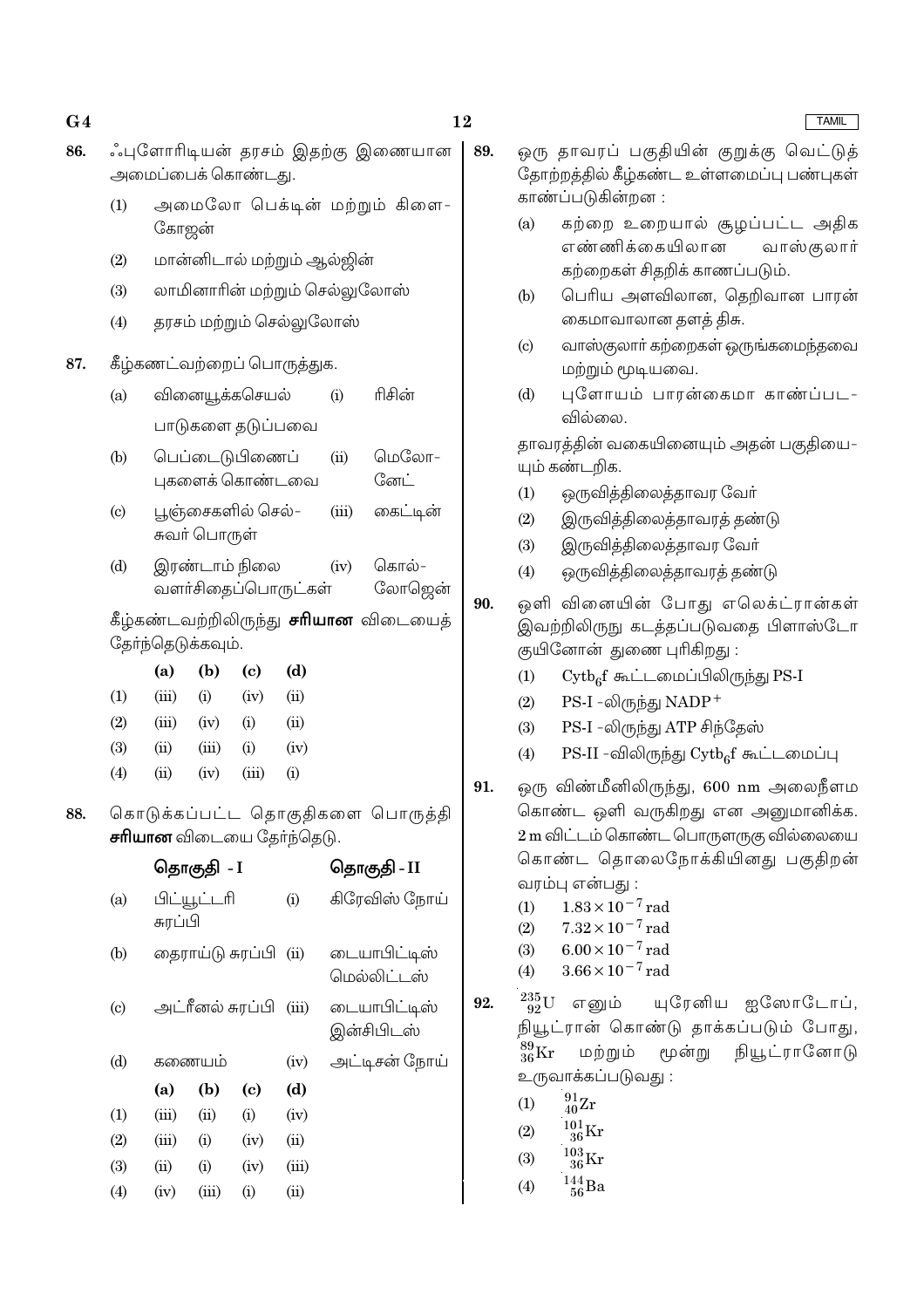86. ஃபுளோரிடியன் தரசம் இதற்கு இணையான அமைப்பைக் கொண்டது.

(1) அமைலோ பெக்டின் மற்றும் கிளைகோஜன்

(2) மான்னிடால் மற்றும் ஆல்ஜின்

(3) லாமினாரின் மற்றும் செல்லுலோஸ்

(4) தரசம் மற்றும் செல்லுலோஸ்

87. கீழ்கணட்வற்றைப் பொருத்துக.

| | | | |
|---|---|---|---|
| (a) | வினையூக்கசெயல் பாடுகளை தடுப்பவை | (i) | ரிசின் |
| (b) | பெப்டைடுபிணைப் புகளைக் கொண்டவை | (ii) | மெலோனேட் |
| (c) | பூஞ்சைகளில் செல்சுவர் பொருள் | (iii) | கைட்டின் |
| (d) | இரண்டாம் நிலை வளர்சிதைப்பொருட்கள் | (iv) | கொல்லோஜென் |

கீழ்கண்டவற்றிலிருந்து **சரியான** விடையைத் தேர்ந்தெடுக்கவும்.

| | (a) | (b) | (c) | (d) |
|---|---|---|---|---|
| (1) | (iii) | (i) | (iv) | (ii) |
| (2) | (iii) | (iv) | (i) | (ii) |
| (3) | (ii) | (iii) | (i) | (iv) |
| (4) | (ii) | (iv) | (iii) | (i) |

88. கொடுக்கப்பட்ட தொகுதிகளை பொருத்தி **சரியான** விடையை தேர்ந்தெடு.

| | **தொகுதி - I** | | **தொகுதி - II** |
|---|---|---|---|
| (a) | பிட்யூட்டரி சுரப்பி | (i) | கிரேவிஸ் நோய் |
| (b) | தைராய்டு சுரப்பி | (ii) | டையாபிட்டிஸ் மெல்லிட்டஸ் |
| (c) | அட்ரீனல் சுரப்பி | (iii) | டையாபிட்டிஸ் இன்சிபிடஸ் |
| (d) | கணையம் | (iv) | அட்டிசன் நோய் |

| | (a) | (b) | (c) | (d) |
|---|---|---|---|---|
| (1) | (iii) | (ii) | (i) | (iv) |
| (2) | (iii) | (i) | (iv) | (ii) |
| (3) | (ii) | (i) | (iv) | (iii) |
| (4) | (iv) | (iii) | (i) | (ii) |

89. ஒரு தாவரப் பகுதியின் குறுக்கு வெட்டுத் தோற்றத்தில் கீழ்கண்ட உள்ளமைப்பு பண்புகள் காண்ப்படுகின்றன :

(a) கற்றை உறையால் சூழப்பட்ட அதிக எண்ணிக்கையிலான வாஸ்குலார் கற்றைகள் சிதறிக் காணப்படும்.

(b) பெரிய அளவிலான, தெறிவான பாரன் கைமாவாலான தளத் திசு.

(c) வாஸ்குலார் கற்றைகள் ஒருங்கமைந்தவை மற்றும் மூடியவை.

(d) புளோயம் பாரன்கைமா காண்ப்படவில்லை.

தாவரத்தின் வகையினையும் அதன் பகுதியையும் கண்டறிக.

(1) ஒருவித்திலைத்தாவர வேர்

(2) இருவித்திலைத்தாவரத் தண்டு

(3) இருவித்திலைத்தாவர வேர்

(4) ஒருவித்திலைத்தாவரத் தண்டு

90. ஒளி வினையின் போது எலெக்ட்ரான்கள் இவற்றிலிருநு கடத்தப்படுவதை பிளாஸ்டோ குயினோன் துணை புரிகிறது :

(1) $Cytb_6f$ கூட்டமைப்பிலிருந்து PS-I

(2) PS-I -லிருந்து $NADP^+$

(3) PS-I -லிருந்து ATP சிந்தேஸ்

(4) PS-II -விலிருந்து $Cytb_6f$ கூட்டமைப்பு

91. ஒரு விண்மீனிலிருந்து, 600 nm அலைநீளம கொண்ட ஒளி வருகிறது என அனுமானிக்க. 2 m விட்டம் கொண்ட பொருளருகு வில்லையை கொண்ட தொலைநோக்கியினது பகுதிறன் வரம்பு என்பது :

(1) $1.83 \times 10^{-7}$ rad

(2) $7.32 \times 10^{-7}$ rad

(3) $6.00 \times 10^{-7}$ rad

(4) $3.66 \times 10^{-7}$ rad

92. $^{235}_{92}U$ எனும் யுரேனிய ஐஸோடோப், நியூட்ரான் கொண்டு தாக்கப்படும் போது, $^{89}_{36}Kr$ மற்றும் மூன்று நியூட்ரானோடு உருவாக்கப்படுவது :

(1) $^{91}_{40}Zr$

(2) $^{101}_{36}Kr$

(3) $^{103}_{36}Kr$

(4) $^{144}_{56}Ba$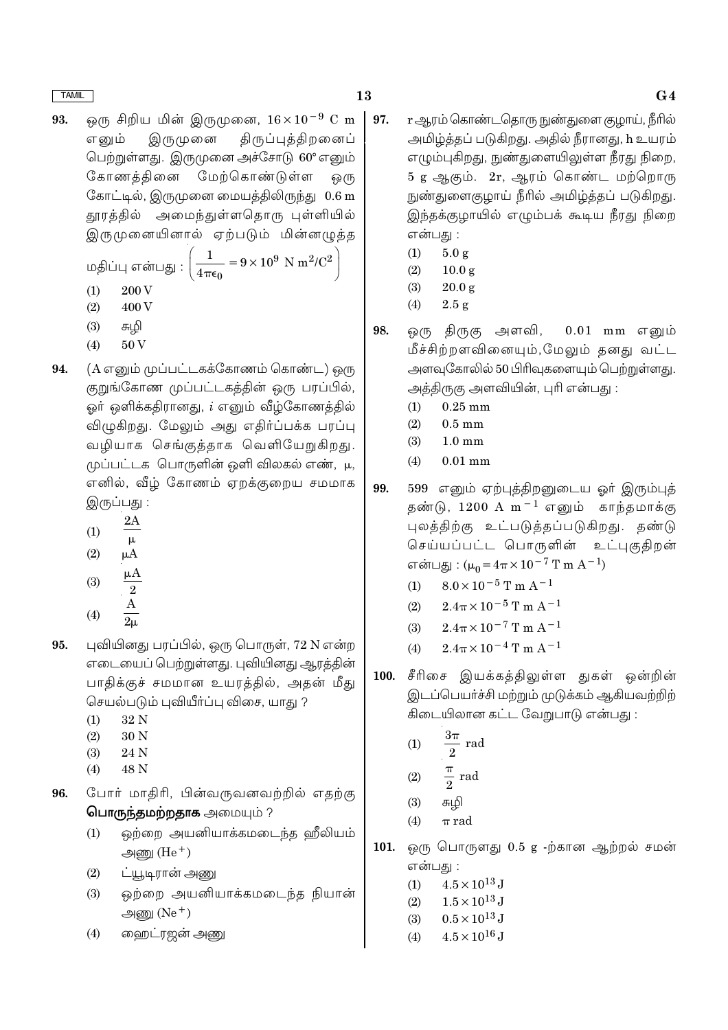93. ஒரு சிறிய மின் இருமுனை, $16 \times 10^{-9}$ C m எனும் இருமுனை திருப்புத்திறனைப் பெற்றுள்ளது. இருமுனை அச்சோடு 60° எனும் கோணத்தினை மேற்கொண்டுள்ள ஒரு கோட்டில், இருமுனை மையத்திலிருந்து 0.6 m தூரத்தில் அமைந்துள்ளதொரு புள்ளியில் இருமுனையினால் ஏற்படும் மின்னழுத்த மதிப்பு என்பது : $\left(\frac{1}{4\pi\epsilon_0} = 9 \times 10^9 \text{ N m}^2/\text{C}^2\right)$

(1) 200 V
(2) 400 V
(3) சுழி
(4) 50 V

94. (A எனும் முப்பட்டகக்கோணம் கொண்ட) ஒரு குறுங்கோண முப்பட்டகத்தின் ஒரு பரப்பில், ஓர் ஒளிக்கதிரானது, $i$ எனும் வீழ்கோணத்தில் விழுகிறது. மேலும் அது எதிர்ப்பக்க பரப்பு வழியாக செங்குத்தாக வெளியேறுகிறது. முப்பட்டக பொருளின் ஒளி விலகல் எண், $\mu$, எனில், வீழ் கோணம் ஏறக்குறைய சமமாக இருப்பது :

(1) $\frac{2A}{\mu}$
(2) $\mu A$
(3) $\frac{\mu A}{2}$
(4) $\frac{A}{2\mu}$

95. புவியினது பரப்பில், ஒரு பொருள், 72 N என்ற எடையைப் பெற்றுள்ளது. புவியினது ஆரத்தின் பாதிக்குச் சமமான உயரத்தில், அதன் மீது செயல்படும் புவியீர்ப்பு விசை, யாது ?

(1) 32 N
(2) 30 N
(3) 24 N
(4) 48 N

96. போர் மாதிரி, பின்வருவனவற்றில் எதற்கு **பொருந்தமற்றதாக** அமையும் ?

(1) ஒற்றை அயனியாக்கமடைந்த ஹீலியம் அணு ($He^+$)
(2) ட்யூடிரான் அணு
(3) ஒற்றை அயனியாக்கமடைந்த நியான் அணு ($Ne^+$)
(4) ஹைட்ரஜன் அணு

97. r ஆரம் கொண்டதொரு நுண்துளை குழாய், நீரில் அமிழ்த்தப் படுகிறது. அதில் நீரானது, h உயரம் எழும்புகிறது, நுண்துளையிலுள்ள நீரது நிறை, 5 g ஆகும். 2r, ஆரம் கொண்ட மற்றொரு நுண்துளைகுழாய் நீரில் அமிழ்த்தப் படுகிறது. இந்தக்குழாயில் எழும்பக் கூடிய நீரது நிறை என்பது :

(1) 5.0 g
(2) 10.0 g
(3) 20.0 g
(4) 2.5 g

98. ஒரு திருகு அளவி, 0.01 mm எனும் மீச்சிற்றளவினையும், மேலும் தனது வட்ட அளவுகோலில் 50 பிரிவுகளையும் பெற்றுள்ளது. அத்திருகு அளவியின், புரி என்பது :

(1) 0.25 mm
(2) 0.5 mm
(3) 1.0 mm
(4) 0.01 mm

99. 599 எனும் ஏற்புத்திறனுடைய ஓர் இரும்புத் தண்டு, 1200 A $m^{-1}$ எனும் காந்தமாக்கு புலத்திற்கு உட்படுத்தப்படுகிறது. தண்டு செய்யப்பட்ட பொருளின் உட்புகுதிறன் என்பது : ($\mu_0 = 4\pi \times 10^{-7}$ T m $A^{-1}$)

(1) $8.0 \times 10^{-5}$ T m $A^{-1}$
(2) $2.4\pi \times 10^{-5}$ T m $A^{-1}$
(3) $2.4\pi \times 10^{-7}$ T m $A^{-1}$
(4) $2.4\pi \times 10^{-4}$ T m $A^{-1}$

100. சீரிசை இயக்கத்திலுள்ள துகள் ஒன்றின் இடப்பெயர்ச்சி மற்றும் முடுக்கம் ஆகியவற்றிற் கிடையிலான கட்ட வேறுபாடு என்பது :

(1) $\frac{3\pi}{2}$ rad
(2) $\frac{\pi}{2}$ rad
(3) சுழி
(4) $\pi$ rad

101. ஒரு பொருளது 0.5 g -ற்கான ஆற்றல் சமன் என்பது :

(1) $4.5 \times 10^{13}$ J
(2) $1.5 \times 10^{13}$ J
(3) $0.5 \times 10^{13}$ J
(4) $4.5 \times 10^{16}$ J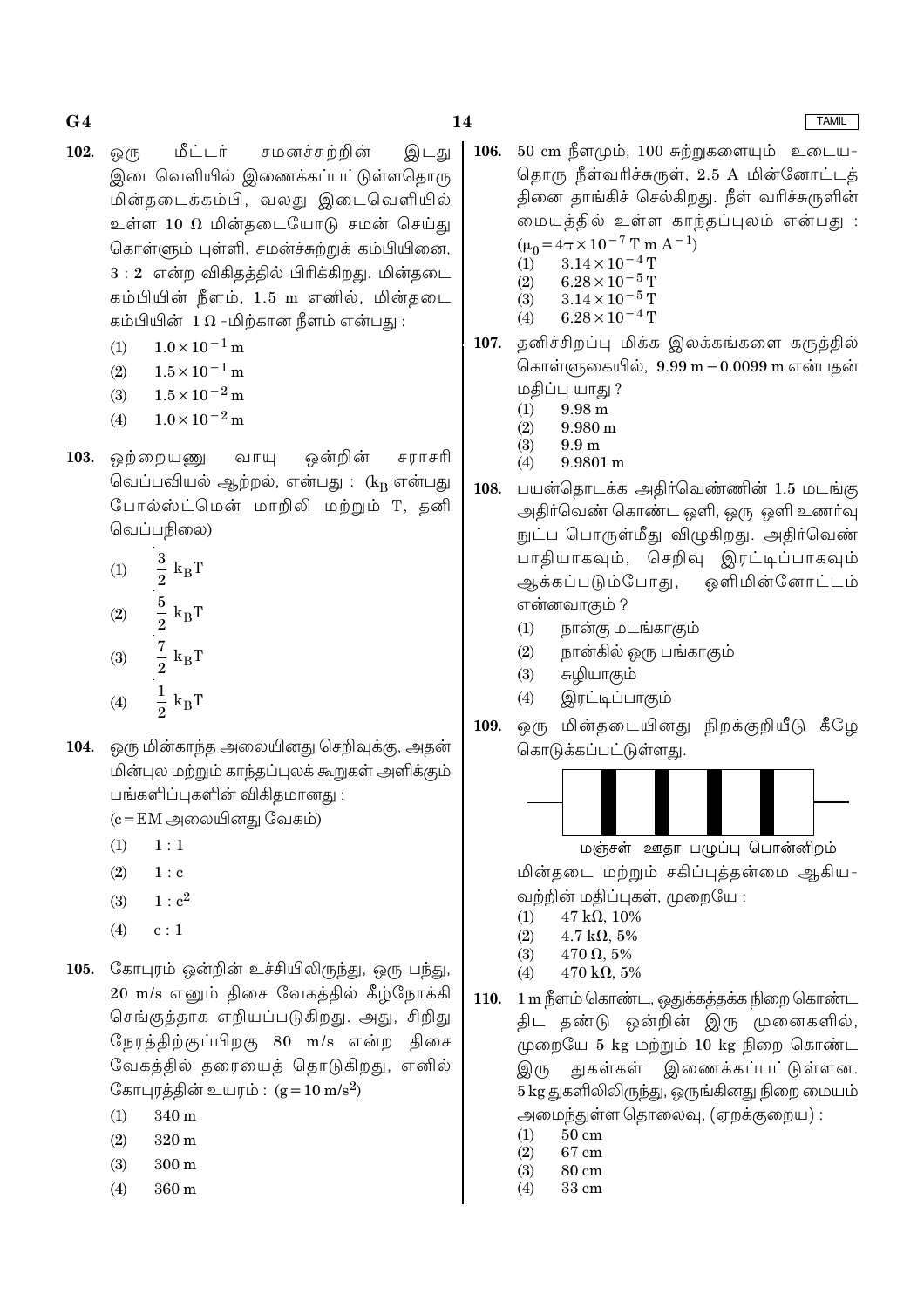102. ஒரு மீட்டர் சமனச்சுற்றின் இடது இடைவெளியில் இணைக்கப்பட்டுள்ளதொரு மின்தடைக்கம்பி, வலது இடைவெளியில் உள்ள 10 Ω மின்தடையோடு சமன் செய்து கொள்ளும் புள்ளி, சமன்சுற்றுக் கம்பியினை, 3 : 2 என்ற விகிதத்தில் பிரிக்கிறது. மின்தடை கம்பியின் நீளம், 1.5 m எனில், மின்தடை கம்பியின் 1 Ω -மிற்கான நீளம் என்பது :

(1) $1.0 \times 10^{-1}$ m
(2) $1.5 \times 10^{-1}$ m
(3) $1.5 \times 10^{-2}$ m
(4) $1.0 \times 10^{-2}$ m

103. ஒற்றையணு வாயு ஒன்றின் சராசரி வெப்பவியல் ஆற்றல், என்பது : ($k_B$ என்பது போல்ஸ்ட்மென் மாறிலி மற்றும் T, தனி வெப்பநிலை)

(1) $\frac{3}{2}\, k_B T$
(2) $\frac{5}{2}\, k_B T$
(3) $\frac{7}{2}\, k_B T$
(4) $\frac{1}{2}\, k_B T$

104. ஒரு மின்காந்த அலையினது செறிவுக்கு, அதன் மின்புல மற்றும் காந்தப்புலக் கூறுகள் அளிக்கும் பங்களிப்புகளின் விகிதமானது :
(c = EM அலையினது வேகம்)

(1) 1 : 1
(2) 1 : c
(3) 1 : $c^2$
(4) c : 1

105. கோபுரம் ஒன்றின் உச்சியிலிருந்து, ஒரு பந்து, 20 m/s எனும் திசை வேகத்தில் கீழ்நோக்கி செங்குத்தாக எறியப்படுகிறது. அது, சிறிது நேரத்திற்குப்பிறகு 80 m/s என்ற திசை வேகத்தில் தரையைத் தொடுகிறது, எனில் கோபுரத்தின் உயரம் : ($g = 10$ m/s$^2$)

(1) 340 m
(2) 320 m
(3) 300 m
(4) 360 m

106. 50 cm நீளமும், 100 சுற்றுகளையும் உடையதொரு நீள்வரிச்சுருள், 2.5 A மின்னோட்டத்தினை தாங்கிச் செல்கிறது. நீள் வரிச்சுருளின் மையத்தில் உள்ள காந்தப்புலம் என்பது :
($\mu_0 = 4\pi \times 10^{-7}$ T m A$^{-1}$)

(1) $3.14 \times 10^{-4}$ T
(2) $6.28 \times 10^{-5}$ T
(3) $3.14 \times 10^{-5}$ T
(4) $6.28 \times 10^{-4}$ T

107. தனிச்சிறப்பு மிக்க இலக்கங்களை கருத்தில் கொள்ளுகையில், 9.99 m − 0.0099 m என்பதன் மதிப்பு யாது ?

(1) 9.98 m
(2) 9.980 m
(3) 9.9 m
(4) 9.9801 m

108. பயன்தொடக்க அதிர்வெண்ணின் 1.5 மடங்கு அதிர்வெண் கொண்ட ஒளி, ஒரு ஒளி உணர்வு நுட்ப பொருள்மீது விழுகிறது. அதிர்வெண் பாதியாகவும், செறிவு இரட்டிப்பாகவும் ஆக்கப்படும்போது, ஒளிமின்னோட்டம் என்னவாகும் ?

(1) நான்கு மடங்காகும்
(2) நான்கில் ஒரு பங்காகும்
(3) சுழியாகும்
(4) இரட்டிப்பாகும்

109. ஒரு மின்தடையினது நிறக்குறியீடு கீழே கொடுக்கப்பட்டுள்ளது.

மஞ்சள் ஊதா பழுப்பு பொன்னிறம்

மின்தடை மற்றும் சகிப்புத்தன்மை ஆகியவற்றின் மதிப்புகள், முறையே :

(1) 47 kΩ, 10%
(2) 4.7 kΩ, 5%
(3) 470 Ω, 5%
(4) 470 kΩ, 5%

110. 1 m நீளம் கொண்ட, ஒதுக்கத்தக்க நிறை கொண்ட திட தண்டு ஒன்றின் இரு முனைகளில், முறையே 5 kg மற்றும் 10 kg நிறை கொண்ட இரு துகள்கள் இணைக்கப்பட்டுள்ளன. 5 kg துகளிலிருந்து, ஒருங்கினது நிறை மையம் அமைந்துள்ள தொலைவு, (ஏறக்குறைய) :

(1) 50 cm
(2) 67 cm
(3) 80 cm
(4) 33 cm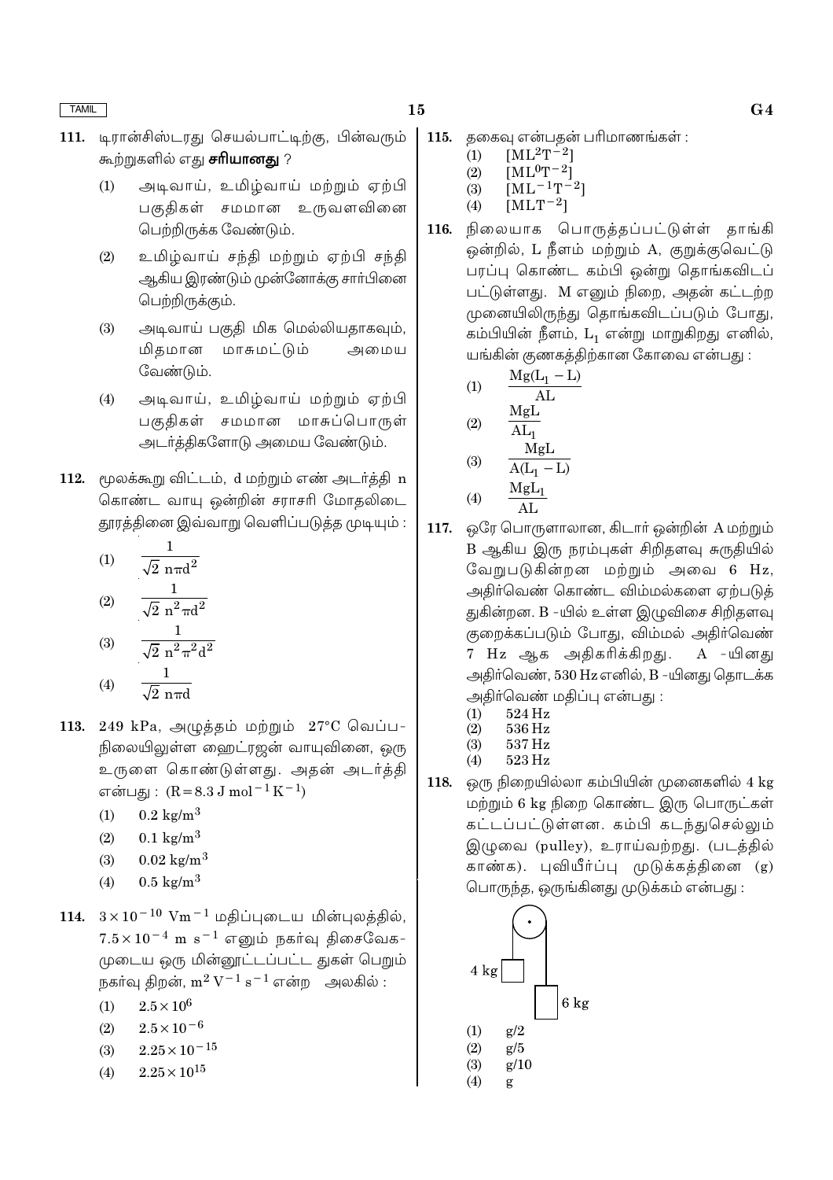111. டிரான்சிஸ்டரது செயல்பாட்டிற்கு, பின்வரும் கூற்றுகளில் எது **சரியானது** ?

(1) அடிவாய், உமிழ்வாய் மற்றும் ஏற்பி பகுதிகள் சமமான உருவளவினை பெற்றிருக்க வேண்டும்.

(2) உமிழ்வாய் சந்தி மற்றும் ஏற்பி சந்தி ஆகிய இரண்டும் முன்னோக்கு சார்பினை பெற்றிருக்கும்.

(3) அடிவாய் பகுதி மிக மெல்லியதாகவும், மிதமான மாசுமட்டும் அமைய வேண்டும்.

(4) அடிவாய், உமிழ்வாய் மற்றும் ஏற்பி பகுதிகள் சமமான மாசுப்பொருள் அடர்த்திகளோடு அமைய வேண்டும்.

112. மூலக்கூறு விட்டம், d மற்றும் எண் அடர்த்தி n கொண்ட வாயு ஒன்றின் சராசரி மோதலிடை தூரத்தினை இவ்வாறு வெளிப்படுத்த முடியும் :

(1) $\dfrac{1}{\sqrt{2}\, n\pi d^2}$

(2) $\dfrac{1}{\sqrt{2}\, n^2\pi d^2}$

(3) $\dfrac{1}{\sqrt{2}\, n^2\pi^2 d^2}$

(4) $\dfrac{1}{\sqrt{2}\, n\pi d}$

113. 249 kPa, அழுத்தம் மற்றும் 27°C வெப்பநிலையிலுள்ள ஹைட்ரஜன் வாயுவினை, ஒரு உருளை கொண்டுள்ளது. அதன் அடர்த்தி என்பது : $(R = 8.3\ J\ mol^{-1}\ K^{-1})$

(1) $0.2\ kg/m^3$

(2) $0.1\ kg/m^3$

(3) $0.02\ kg/m^3$

(4) $0.5\ kg/m^3$

114. $3 \times 10^{-10}\ Vm^{-1}$ மதிப்புடைய மின்புலத்தில், $7.5 \times 10^{-4}\ m\ s^{-1}$ எனும் நகர்வு திசைவேகமுடைய ஒரு மின்னூட்டப்பட்ட துகள் பெறும் நகர்வு திறன், $m^2\ V^{-1}\ s^{-1}$ என்ற அலகில் :

(1) $2.5 \times 10^{6}$

(2) $2.5 \times 10^{-6}$

(3) $2.25 \times 10^{-15}$

(4) $2.25 \times 10^{15}$

115. தகைவு என்பதன் பரிமாணங்கள் :

(1) $[ML^2T^{-2}]$

(2) $[ML^0T^{-2}]$

(3) $[ML^{-1}T^{-2}]$

(4) $[MLT^{-2}]$

116. நிலையாக பொருத்தப்பட்டுள்ள தாங்கி ஒன்றில், L நீளம் மற்றும் A, குறுக்குவெட்டு பரப்பு கொண்ட கம்பி ஒன்று தொங்கவிடப் பட்டுள்ளது. M எனும் நிறை, அதன் கட்டற்ற முனையிலிருந்து தொங்கவிடப்படும் போது, கம்பியின் நீளம், $L_1$ என்று மாறுகிறது எனில், யங்கின் குணகத்திற்கான கோவை என்பது :

(1) $\dfrac{Mg(L_1 - L)}{AL}$

(2) $\dfrac{MgL}{AL_1}$

(3) $\dfrac{MgL}{A(L_1 - L)}$

(4) $\dfrac{MgL_1}{AL}$

117. ஒரே பொருளாலான, கிடார் ஒன்றின் A மற்றும் B ஆகிய இரு நரம்புகள் சிறிதளவு சுருதியில் வேறுபடுகின்றன மற்றும் அவை 6 Hz, அதிர்வெண் கொண்ட விம்மல்களை ஏற்படுத் துகின்றன. B -யில் உள்ள இழுவிசை சிறிதளவு குறைக்கப்படும் போது, விம்மல் அதிர்வெண் 7 Hz ஆக அதிகரிக்கிறது. A -யினது அதிர்வெண், 530 Hz எனில், B -யினது தொடக்க அதிர்வெண் மதிப்பு என்பது :

(1) 524 Hz

(2) 536 Hz

(3) 537 Hz

(4) 523 Hz

118. ஒரு நிறையில்லா கம்பியின் முனைகளில் 4 kg மற்றும் 6 kg நிறை கொண்ட இரு பொருட்கள் கட்டப்பட்டுள்ளன. கம்பி கடந்துசெல்லும் இழுவை (pulley), உராய்வற்றது. (படத்தில் காண்க). புவியீர்ப்பு முடுக்கத்தினை (g) பொருந்த, ஒருங்கினது முடுக்கம் என்பது :

(1) g/2

(2) g/5

(3) g/10

(4) g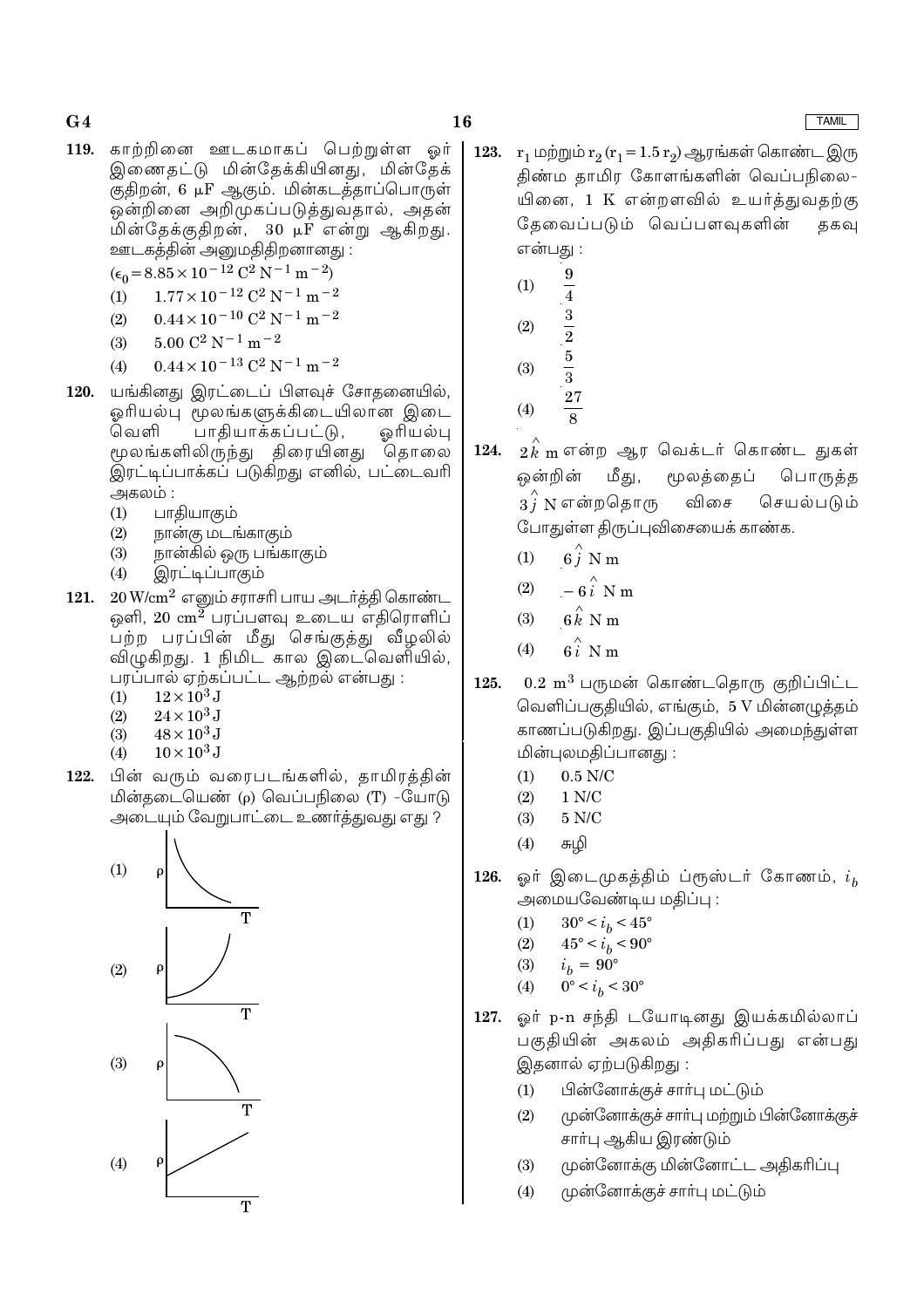119. காற்றினை ஊடகமாகப் பெற்றுள்ள ஓர் இணைதட்டு மின்தேக்கியினது, மின்தேக் குதிறன், 6 μF ஆகும். மின்கடத்தாப்பொருள் ஒன்றினை அறிமுகப்படுத்துவதால், அதன் மின்தேக்குதிறன், 30 μF என்று ஆகிறது. ஊடகத்தின் அனுமதித்திறனானது :

($\epsilon_0 = 8.85 \times 10^{-12}\ C^2\ N^{-1}\ m^{-2}$)

(1) $1.77 \times 10^{-12}\ C^2\ N^{-1}\ m^{-2}$
(2) $0.44 \times 10^{-10}\ C^2\ N^{-1}\ m^{-2}$
(3) $5.00\ C^2\ N^{-1}\ m^{-2}$
(4) $0.44 \times 10^{-13}\ C^2\ N^{-1}\ m^{-2}$

120. யங்கினது இரட்டைப் பிளவுச் சோதனையில், ஓரியல்பு மூலங்களுக்கிடையிலான இடை வெளி பாதியாக்கப்பட்டு, ஓரியல்பு மூலங்களிலிருந்து திரையினது தொலை இரட்டிப்பாக்கப் படுகிறது எனில், பட்டைவரி அகலம் :

(1) பாதியாகும்
(2) நான்கு மடங்காகும்
(3) நான்கில் ஒரு பங்காகும்
(4) இரட்டிப்பாகும்

121. $20\ W/cm^2$ எனும் சராசரி பாய அடர்த்தி கொண்ட ஒளி, $20\ cm^2$ பரப்பளவு உடைய எதிரொளிப் பற்ற பரப்பின் மீது செங்குத்து வீழலில் விழுகிறது. 1 நிமிட கால இடைவெளியில், பரப்பால் ஏற்கப்பட்ட ஆற்றல் என்பது :

(1) $12 \times 10^3\ J$
(2) $24 \times 10^3\ J$
(3) $48 \times 10^3\ J$
(4) $10 \times 10^3\ J$

122. பின் வரும் வரைபடங்களில், தாமிரத்தின் மின்தடையெண் (ρ) வெப்பநிலை (T) -யோடு அடையும் வேறுபாட்டை உணர்த்துவது எது ?

(1) [Graph: ρ vs T, decreasing concave-up curve]
(2) [Graph: ρ vs T, increasing concave-up curve starting above zero]
(3) [Graph: ρ vs T, decreasing concave-down curve]
(4) [Graph: ρ vs T, increasing straight line]

123. $r_1$ மற்றும் $r_2$ ($r_1 = 1.5\ r_2$) ஆரங்கள் கொண்ட இரு திண்ம தாமிர கோளங்களின் வெப்பநிலை-யினை, 1 K என்றளவில் உயர்த்துவதற்கு தேவைப்படும் வெப்பளவுகளின் தகவு என்பது :

(1) $\frac{9}{4}$
(2) $\frac{3}{2}$
(3) $\frac{5}{3}$
(4) $\frac{27}{8}$

124. $2\hat{k}$ m என்ற ஆர வெக்டர் கொண்ட துகள் ஒன்றின் மீது, மூலத்தைப் பொருத்த $3\hat{j}$ N என்றதொரு விசை செயல்படும் போதுள்ள திருப்புவிசையைக் காண்க.

(1) $6\hat{j}$ N m
(2) $-6\hat{i}$ N m
(3) $6\hat{k}$ N m
(4) $6\hat{i}$ N m

125. $0.2\ m^3$ பருமன் கொண்டதொரு குறிப்பிட்ட வெளிப்பகுதியில், எங்கும், 5 V மின்னழுத்தம் காணப்படுகிறது. இப்பகுதியில் அமைந்துள்ள மின்புலமதிப்பானது :

(1) 0.5 N/C
(2) 1 N/C
(3) 5 N/C
(4) சுழி

126. ஓர் இடைமுகத்திம் ப்ரூஸ்டர் கோணம், $i_b$ அமையவேண்டிய மதிப்பு :

(1) $30° < i_b < 45°$
(2) $45° < i_b < 90°$
(3) $i_b = 90°$
(4) $0° < i_b < 30°$

127. ஓர் p-n சந்தி டயோடினது இயக்கமில்லாப் பகுதியின் அகலம் அதிகரிப்பது என்பது இதனால் ஏற்படுகிறது :

(1) பின்னோக்குச் சார்பு மட்டும்
(2) முன்னோக்குச் சார்பு மற்றும் பின்னோக்குச் சார்பு ஆகிய இரண்டும்
(3) முன்னோக்கு மின்னோட்ட அதிகரிப்பு
(4) முன்னோக்குச் சார்பு மட்டும்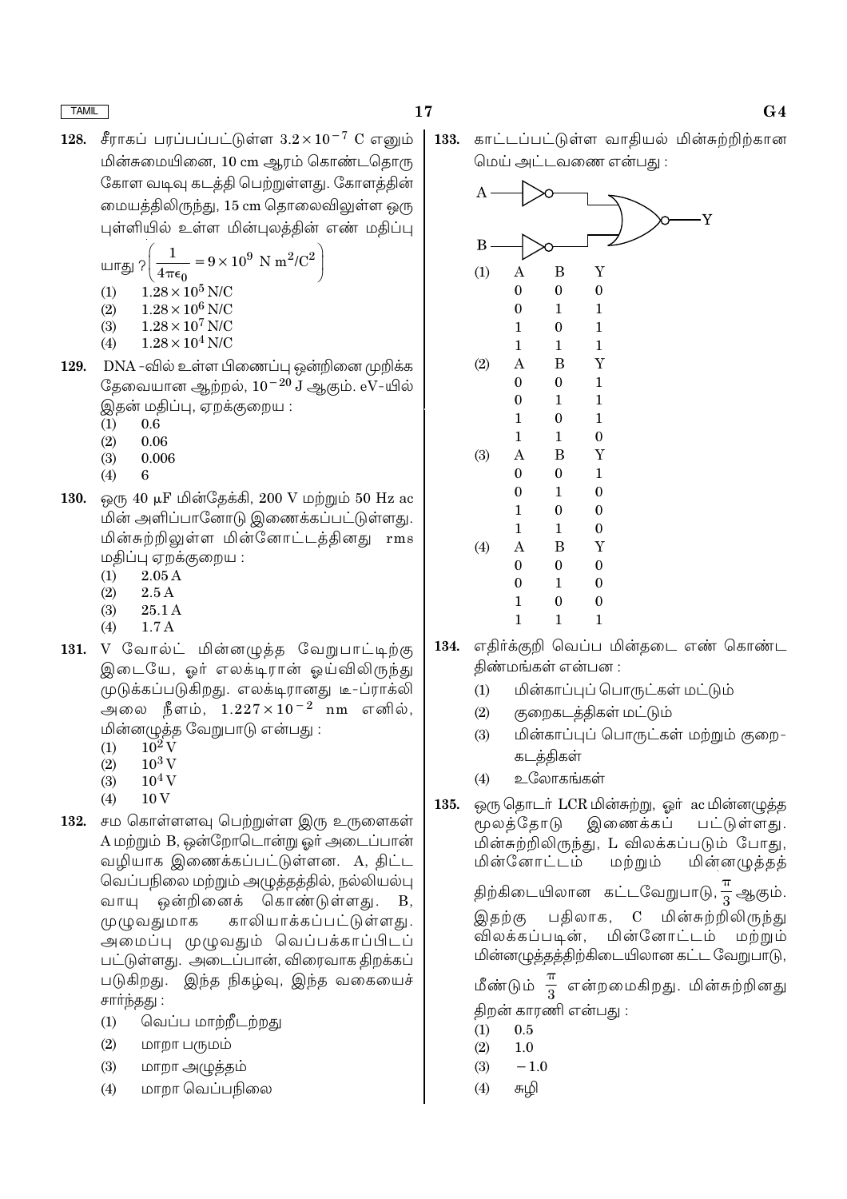128. சீராகப் பரப்பப்பட்டுள்ள $3.2 \times 10^{-7}$ C எனும் மின்சுமையினை, 10 cm ஆரம் கொண்டதொரு கோள வடிவு கடத்தி பெற்றுள்ளது. கோளத்தின் மையத்திலிருந்து, 15 cm தொலைவிலுள்ள ஒரு புள்ளியில் உள்ள மின்புலத்தின் எண் மதிப்பு யாது ? $\left(\frac{1}{4\pi\epsilon_0} = 9 \times 10^9 \text{ N m}^2/\text{C}^2\right)$

(1) $1.28 \times 10^5$ N/C
(2) $1.28 \times 10^6$ N/C
(3) $1.28 \times 10^7$ N/C
(4) $1.28 \times 10^4$ N/C

129. DNA -வில் உள்ள பிணைப்பு ஒன்றினை முறிக்க தேவையான ஆற்றல், $10^{-20}$ J ஆகும். eV-யில் இதன் மதிப்பு, ஏறக்குறைய :

(1) 0.6
(2) 0.06
(3) 0.006
(4) 6

130. ஒரு 40 $\mu$F மின்தேக்கி, 200 V மற்றும் 50 Hz ac மின் அளிப்பானோடு இணைக்கப்பட்டுள்ளது. மின்சுற்றிலுள்ள மின்னோட்டத்தினது rms மதிப்பு ஏறக்குறைய :

(1) 2.05 A
(2) 2.5 A
(3) 25.1 A
(4) 1.7 A

131. V வோல்ட் மின்னழுத்த வேறுபாட்டிற்கு இடையே, ஓர் எலக்டிரான் ஓய்விலிருந்து முடுக்கப்படுகிறது. எலக்டிரானது டீ-ப்ராக்லி அலை நீளம், $1.227 \times 10^{-2}$ nm எனில், மின்னழுத்த வேறுபாடு என்பது :

(1) $10^2$ V
(2) $10^3$ V
(3) $10^4$ V
(4) 10 V

132. சம கொள்ளளவு பெற்றுள்ள இரு உருளைகள் A மற்றும் B, ஒன்றோடொன்று ஓர் அடைப்பான் வழியாக இணைக்கப்பட்டுள்ளன. A, திட்ட வெப்பநிலை மற்றும் அழுத்தத்தில், நல்லியல்பு வாயு ஒன்றினைக் கொண்டுள்ளது. B, முழுவதுமாக காலியாக்கப்பட்டுள்ளது. அமைப்பு முழுவதும் வெப்பக்காப்பிடப் பட்டுள்ளது. அடைப்பான், விரைவாக திறக்கப் படுகிறது. இந்த நிகழ்வு, இந்த வகையைச் சார்ந்தது :

(1) வெப்ப மாற்றீடற்றது
(2) மாறா பருமம்
(3) மாறா அழுத்தம்
(4) மாறா வெப்பநிலை

133. காட்டப்பட்டுள்ள வாதியல் மின்சுற்றிற்கான மெய் அட்டவணை என்பது :

(1)

| A | B | Y |
|---|---|---|
| 0 | 0 | 0 |
| 0 | 1 | 1 |
| 1 | 0 | 1 |
| 1 | 1 | 1 |

(2)

| A | B | Y |
|---|---|---|
| 0 | 0 | 1 |
| 0 | 1 | 1 |
| 1 | 0 | 1 |
| 1 | 1 | 0 |

(3)

| A | B | Y |
|---|---|---|
| 0 | 0 | 1 |
| 0 | 1 | 0 |
| 1 | 0 | 0 |
| 1 | 1 | 0 |

(4)

| A | B | Y |
|---|---|---|
| 0 | 0 | 0 |
| 0 | 1 | 0 |
| 1 | 0 | 0 |
| 1 | 1 | 1 |

134. எதிர்க்குறி வெப்ப மின்தடை எண் கொண்ட திண்மங்கள் என்பன :

(1) மின்காப்புப் பொருட்கள் மட்டும்
(2) குறைகடத்திகள் மட்டும்
(3) மின்காப்புப் பொருட்கள் மற்றும் குறை-கடத்திகள்
(4) உலோகங்கள்

135. ஒரு தொடர் LCR மின்சுற்று, ஓர் ac மின்னழுத்த மூலத்தோடு இணைக்கப் பட்டுள்ளது. மின்சுற்றிலிருந்து, L விலக்கப்படும் போது, மின்னோட்டம் மற்றும் மின்னழுத்தத் திற்கிடையிலான கட்டவேறுபாடு, $\frac{\pi}{3}$ ஆகும். இதற்கு பதிலாக, C மின்சுற்றிலிருந்து விலக்கப்படின், மின்னோட்டம் மற்றும் மின்னழுத்தத்திற்கிடையிலான கட்ட வேறுபாடு, மீண்டும் $\frac{\pi}{3}$ என்றமைகிறது. மின்சுற்றினது திறன் காரணி என்பது :

(1) 0.5
(2) 1.0
(3) $-1.0$
(4) சுழி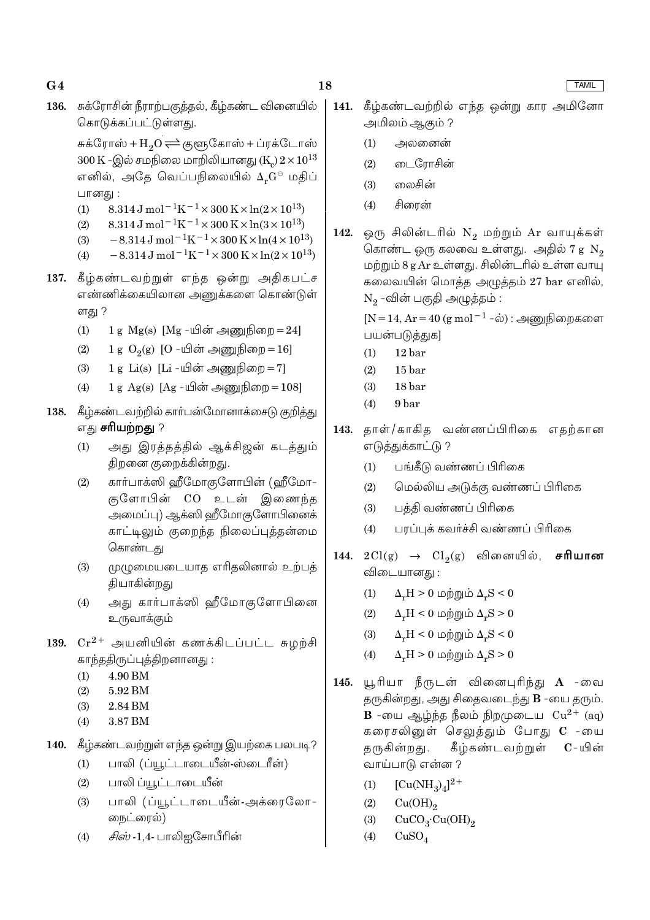136. சுக்ரோசின் நீராற்பகுத்தல், கீழ்கண்ட வினையில் கொடுக்கப்பட்டுள்ளது.

சுக்ரோஸ் + $H_2O \rightleftharpoons$ குளுகோஸ் + ப்ரக்டோஸ்

300 K -இல் சமநிலை மாறிலியானது ($K_c$) $2 \times 10^{13}$ எனில், அதே வெப்பநிலையில் $\Delta_r G^{\ominus}$ மதிப்பானது :

(1) $8.314 \text{ J mol}^{-1}\text{K}^{-1} \times 300 \text{ K} \times \ln(2 \times 10^{13})$

(2) $8.314 \text{ J mol}^{-1}\text{K}^{-1} \times 300 \text{ K} \times \ln(3 \times 10^{13})$

(3) $-8.314 \text{ J mol}^{-1}\text{K}^{-1} \times 300 \text{ K} \times \ln(4 \times 10^{13})$

(4) $-8.314 \text{ J mol}^{-1}\text{K}^{-1} \times 300 \text{ K} \times \ln(2 \times 10^{13})$

137. கீழ்கண்டவற்றுள் எந்த ஒன்று அதிகபட்ச எண்ணிக்கையிலான அணுக்களை கொண்டுள்ளது ?

(1) 1 g Mg(s) [Mg -யின் அணுநிறை = 24]

(2) 1 g $O_2$(g) [O -யின் அணுநிறை = 16]

(3) 1 g Li(s) [Li -யின் அணுநிறை = 7]

(4) 1 g Ag(s) [Ag -யின் அணுநிறை = 108]

138. கீழ்கண்டவற்றில் கார்பன்மோனாக்சைடு குறித்து எது **சரியற்றது** ?

(1) அது இரத்தத்தில் ஆக்சிஜன் கடத்தும் திறனை குறைக்கின்றது.

(2) கார்பாக்ஸி ஹீமோகுளோபின் (ஹீமோகுளோபின் CO உடன் இணைந்த அமைப்பு) ஆக்ஸி ஹீமோகுளோபினைக் காட்டிலும் குறைந்த நிலைப்புத்தன்மை கொண்டது

(3) முழுமையடையாத எரிதலினால் உற்பத்தியாகின்றது

(4) அது கார்பாக்ஸி ஹீமோகுளோபினை உருவாக்கும்

139. $Cr^{2+}$ அயனியின் கணக்கிடப்பட்ட சுழற்சி காந்ததிருப்புத்திறனானது :

(1) 4.90 BM

(2) 5.92 BM

(3) 2.84 BM

(4) 3.87 BM

140. கீழ்கண்டவற்றுள் எந்த ஒன்று இயற்கை பலபடி?

(1) பாலி (ப்யூட்டாடையீன்-ஸ்டைரீன்)

(2) பாலி ப்யூட்டாடையீன்

(3) பாலி (ப்யூட்டாடையீன்-அக்ரைலோநைட்ரைல்)

(4) *சிஸ்* -1,4- பாலிஐசோபீரின்

141. கீழ்கண்டவற்றில் எந்த ஒன்று கார அமினோ அமிலம் ஆகும் ?

(1) அலனைன்

(2) டைரோசின்

(3) லைசின்

(4) சிரைன்

142. ஒரு சிலின்டரில் $N_2$ மற்றும் Ar வாயுக்கள் கொண்ட ஒரு கலவை உள்ளது. அதில் 7 g $N_2$ மற்றும் 8 g Ar உள்ளது. சிலின்டரில் உள்ள வாயு கலவையின் மொத்த அழுத்தம் 27 bar எனில், $N_2$ -வின் பகுதி அழுத்தம் :

[N = 14, Ar = 40 ($\text{g mol}^{-1}$ -ல்) : அணுநிறைகளை பயன்படுத்துக]

(1) 12 bar

(2) 15 bar

(3) 18 bar

(4) 9 bar

143. தாள்/காகித வண்ணப்பிரிகை எதற்கான எடுத்துக்காட்டு ?

(1) பங்கீடு வண்ணப் பிரிகை

(2) மெல்லிய அடுக்கு வண்ணப் பிரிகை

(3) பத்தி வண்ணப் பிரிகை

(4) பரப்புக் கவர்ச்சி வண்ணப் பிரிகை

144. $2Cl(g) \rightarrow Cl_2(g)$ வினையில், **சரியான** விடையானது :

(1) $\Delta_r H > 0$ மற்றும் $\Delta_r S < 0$

(2) $\Delta_r H < 0$ மற்றும் $\Delta_r S > 0$

(3) $\Delta_r H < 0$ மற்றும் $\Delta_r S < 0$

(4) $\Delta_r H > 0$ மற்றும் $\Delta_r S > 0$

145. யூரியா நீருடன் வினைபுரிந்து **A** -வை தருகின்றது, அது சிதைவடைந்து **B** -யை தரும். **B** -யை ஆழ்ந்த நீலம் நிறமுடைய $Cu^{2+}$ (aq) கரைசலினுள் செலுத்தும் போது **C** -யை தருகின்றது. கீழ்கண்டவற்றுள் **C**-யின் வாய்பாடு என்ன ?

(1) $[Cu(NH_3)_4]^{2+}$

(2) $Cu(OH)_2$

(3) $CuCO_3 \cdot Cu(OH)_2$

(4) $CuSO_4$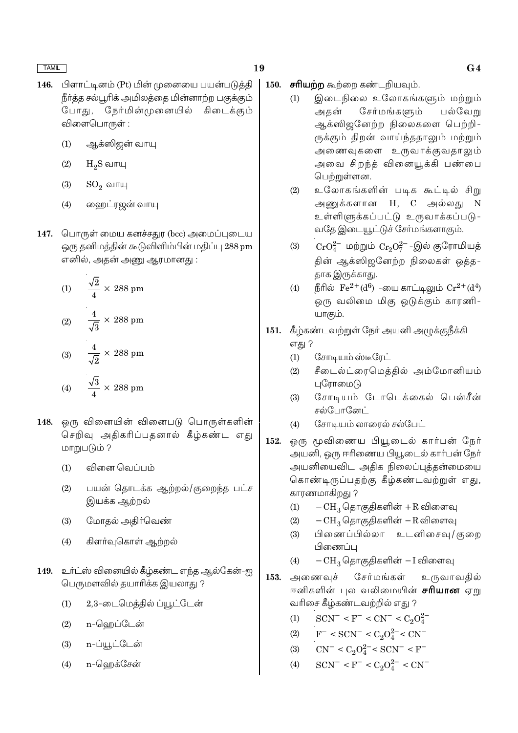146. பிளாட்டினம் (Pt) மின் முனையை பயன்படுத்தி நீர்த்த சல்பூரிக் அமிலத்தை மின்னாற்ற பகுக்கும் போது, நேர்மின்முனையில் கிடைக்கும் விளைபொருள் :

(1) ஆக்ஸிஜன் வாயு

(2) $H_2S$ வாயு

(3) $SO_2$ வாயு

(4) ஹைட்ரஜன் வாயு

147. பொருள் மைய கனச்சதுர (bcc) அமைப்புடைய ஒரு தனிமத்தின் கூடுவிளிம்பின் மதிப்பு 288 pm எனில், அதன் அணு ஆரமானது :

(1) $\frac{\sqrt{2}}{4} \times 288$ pm

(2) $\frac{4}{\sqrt{3}} \times 288$ pm

(3) $\frac{4}{\sqrt{2}} \times 288$ pm

(4) $\frac{\sqrt{3}}{4} \times 288$ pm

148. ஒரு வினையின் வினைபடு பொருள்களின் செறிவு அதிகரிப்பதனால் கீழ்கண்ட எது மாறுபடும் ?

(1) வினை வெப்பம்

(2) பயன் தொடக்க ஆற்றல்/குறைந்த பட்ச இயக்க ஆற்றல்

(3) மோதல் அதிர்வெண்

(4) கிளர்வுகொள் ஆற்றல்

149. உர்ட்ஸ் வினையில் கீழ்கண்ட எந்த ஆல்கேன்-ஐ பெருமளவில் தயாரிக்க இயலாது ?

(1) 2,3-டைமெத்தில் ப்யூட்டேன்

(2) n-ஹெப்டேன்

(3) n-ப்யூட்டேன்

(4) n-ஹெக்சேன்

150. **சரியற்ற** கூற்றை கண்டறியவும்.

(1) இடைநிலை உலோகங்களும் மற்றும் அதன் சேர்மங்களும் பல்வேறு ஆக்ஸிஜனேற்ற நிலைகளை பெற்றிருக்கும் திறன் வாய்ந்ததாலும் மற்றும் அணைவுகளை உருவாக்குவதாலும் அவை சிறந்த் வினையூக்கி பண்பை பெற்றுள்ளன.

(2) உலோகங்களின் படிக கூட்டில் சிறு அணுக்களான H, C அல்லது N உள்ளிழுக்கப்பட்டு உருவாக்கப்படுவதே இடையூட்டுச் சேர்மங்களாகும்.

(3) $CrO_4^{2-}$ மற்றும் $Cr_2O_7^{2-}$ -இல் குரோமியத்தின் ஆக்ஸிஜனேற்ற நிலைகள் ஒத்ததாக இருக்காது.

(4) நீரில் $Fe^{2+}(d^6)$ -யை காட்டிலும் $Cr^{2+}(d^4)$ ஒரு வலிமை மிகு ஒடுக்கும் காரணியாகும்.

151. கீழ்கண்டவற்றுள் நேர் அயனி அழுக்குநீக்கி எது ?

(1) சோடியம் ஸ்டீரேட்

(2) சீடைல்ட்ரைமெத்தில் அம்மோனியம் புரோமைடு

(3) சோடியம் டோடெக்கைல் பென்சீன் சல்போனேட்

(4) சோடியம் லாரைல் சல்பேட்

152. ஒரு மூவிணைய பியூடைல் கார்பன் நேர் அயனி, ஒரு ஈரிணைய பியூடைல் கார்பன் நேர் அயனியைவிட அதிக நிலைப்புத்தன்மையை கொண்டிருப்பதற்கு கீழ்கண்டவற்றுள் எது, காரணமாகிறது ?

(1) $-CH_3$ தொகுதிகளின் $+R$ விளைவு

(2) $-CH_3$ தொகுதிகளின் $-R$ விளைவு

(3) பிணைப்பில்லா உடனிசைவு/குறை பிணைப்பு

(4) $-CH_3$ தொகுதிகளின் $-I$ விளைவு

153. அணைவுச் சேர்மங்கள் உருவாவதில் ஈனிகளின் புல வலிமையின் **சரியான** ஏறு வரிசை கீழ்கண்டவற்றில் எது ?

(1) $SCN^- < F^- < CN^- < C_2O_4^{2-}$

(2) $F^- < SCN^- < C_2O_4^{2-} < CN^-$

(3) $CN^- < C_2O_4^{2-} < SCN^- < F^-$

(4) $SCN^- < F^- < C_2O_4^{2-} < CN^-$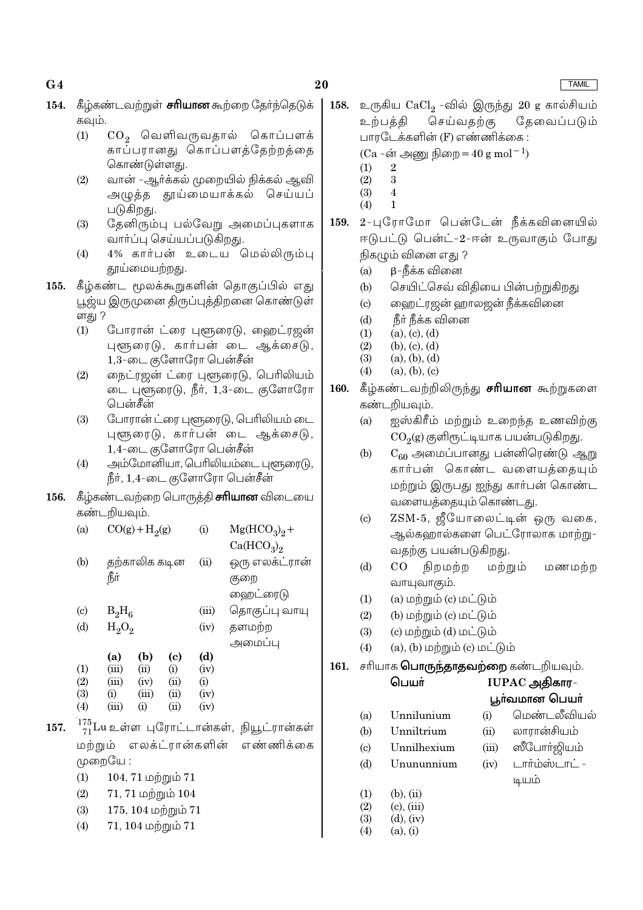**154.** கீழ்கண்டவற்றுள் **சரியான** கூற்றை தேர்ந்தெடுக்கவும்.

(1) $CO_2$ வெளிவருவதால் கொப்பளக் காப்பரானது கொப்பளத்தேற்றத்தை கொண்டுள்ளது.

(2) வான் -ஆர்க்கல் முறையில் நிக்கல் ஆவி அழுத்த தூய்மையாக்கல் செய்யப் படுகிறது.

(3) தேனிரும்பு பல்வேறு அமைப்புகளாக வார்ப்பு செய்யப்படுகிறது.

(4) 4% கார்பன் உடைய மெல்லிரும்பு தூய்மையற்றது.

**155.** கீழ்கண்ட மூலக்கூறுகளின் தொகுப்பில் எது பூஜ்ய இருமுனை திருப்புத்திறனை கொண்டுள்ளது ?

(1) போரான் ட்ரை புளூரைடு, ஹைட்ரஜன் புளூரைடு, கார்பன் டை ஆக்சைடு, 1,3-டை குளோரோ பென்சீன்

(2) நைட்ரஜன் ட்ரை புளூரைடு, பெரிலியம் டை புளூரைடு, நீர், 1,3-டை குளோரோ பென்சீன்

(3) போரான் ட்ரை புளூரைடு, பெரிலியம் டை புளூரைடு, கார்பன் டை ஆக்சைடு, 1,4-டை குளோரோ பென்சீன்

(4) அம்மோனியா, பெரிலியம்டை புளூரைடு, நீர், 1,4-டை குளோரோ பென்சீன்

**156.** கீழ்கண்டவற்றை பொருத்தி **சரியான** விடையை கண்டறியவும்.

| | | | |
|---|---|---|---|
| (a) | $CO(g) + H_2(g)$ | (i) | $Mg(HCO_3)_2 + Ca(HCO_3)_2$ |
| (b) | தற்காலிக கடின நீர் | (ii) | ஒரு எலக்ட்ரான் குறை ஹைட்ரைடு |
| (c) | $B_2H_6$ | (iii) | தொகுப்பு வாயு |
| (d) | $H_2O_2$ | (iv) | தளமற்ற அமைப்பு |

| | (a) | (b) | (c) | (d) |
|---|---|---|---|---|
| (1) | (iii) | (ii) | (i) | (iv) |
| (2) | (iii) | (iv) | (ii) | (i) |
| (3) | (i) | (iii) | (ii) | (iv) |
| (4) | (iii) | (i) | (ii) | (iv) |

**157.** $^{175}_{71}Lu$ உள்ள புரோட்டான்கள், நியூட்ரான்கள் மற்றும் எலக்ட்ரான்களின் எண்ணிக்கை முறையே :

(1) 104, 71 மற்றும் 71

(2) 71, 71 மற்றும் 104

(3) 175, 104 மற்றும் 71

(4) 71, 104 மற்றும் 71

**158.** உருகிய $CaCl_2$ -வில் இருந்து 20 g கால்சியம் உற்பத்தி செய்வதற்கு தேவைப்படும் பாரடேக்களின் (F) எண்ணிக்கை :

($Ca$ -ன் அணு நிறை $= 40 \text{ g mol}^{-1}$)

(1) 2

(2) 3

(3) 4

(4) 1

**159.** 2-புரோமோ பென்டேன் நீக்கவினையில் ஈடுபட்டு பென்ட்-2-ஈன் உருவாகும் போது நிகழும் வினை எது ?

(a) β-நீக்க வினை

(b) செயிட்செவ் விதியை பின்பற்றுகிறது

(c) ஹைட்ரஜன் ஹாலஜன் நீக்கவினை

(d) நீர் நீக்க வினை

(1) (a), (c), (d)

(2) (b), (c), (d)

(3) (a), (b), (d)

(4) (a), (b), (c)

**160.** கீழ்கண்டவற்றிலிருந்து **சரியான** கூற்றுகளை கண்டறியவும்.

(a) ஐஸ்கிரீம் மற்றும் உறைந்த உணவிற்கு $CO_2(g)$ குளிரூட்டியாக பயன்படுகிறது.

(b) $C_{60}$ அமைப்பானது பன்னிரெண்டு ஆறு கார்பன் கொண்ட வளையத்தையும் மற்றும் இருபது ஐந்து கார்பன் கொண்ட வளையத்தையும் கொண்டது.

(c) ZSM-5, ஜீயோலைட்டின் ஒரு வகை, ஆல்கஹால்களை பெட்ரோலாக மாற்று-வதற்கு பயன்படுகிறது.

(d) CO நிறமற்ற மற்றும் மணமற்ற வாயுவாகும்.

(1) (a) மற்றும் (c) மட்டும்

(2) (b) மற்றும் (c) மட்டும்

(3) (c) மற்றும் (d) மட்டும்

(4) (a), (b) மற்றும் (c) மட்டும்

**161.** சரியாக **பொருந்தாதவற்றை** கண்டறியவும்.

| | பெயர் | | IUPAC அதிகார-பூர்வமான பெயர் |
|---|---|---|---|
| (a) | Unnilunium | (i) | மெண்டலீவியம் |
| (b) | Unniltrium | (ii) | லாரான்சியம் |
| (c) | Unnilhexium | (iii) | ஸீபோர்ஜியம் |
| (d) | Unununnium | (iv) | டார்ம்ஸ்டாட்-டியம் |

(1) (b), (ii)

(2) (c), (iii)

(3) (d), (iv)

(4) (a), (i)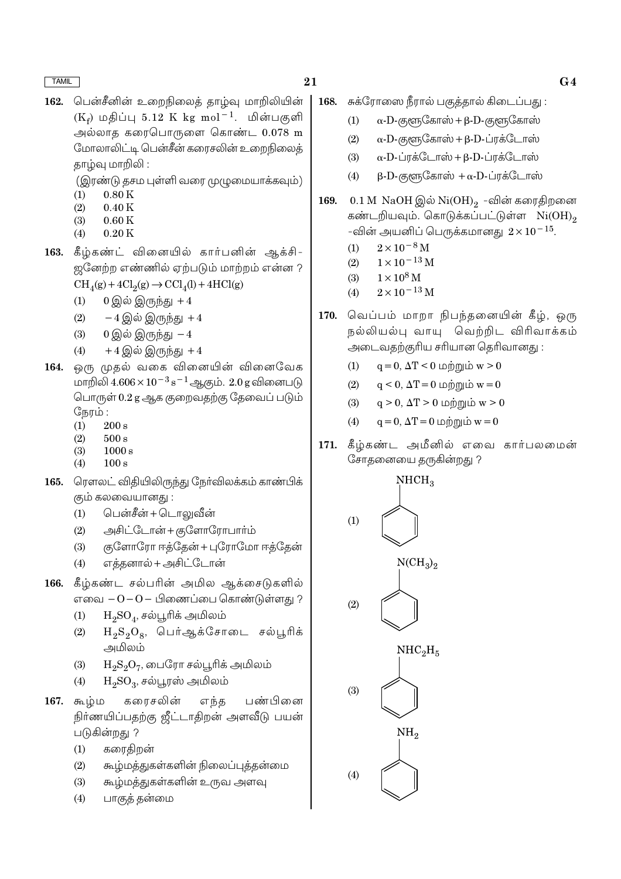162. பென்சீனின் உறைநிலைத் தாழ்வு மாறிலியின் ($K_f$) மதிப்பு 5.12 K kg $mol^{-1}$. மின்பகுளி அல்லாத கரைபொருளை கொண்ட 0.078 m மோலாலிட்டி பென்சீன் கரைசலின் உறைநிலைத் தாழ்வு மாறிலி :

(இரண்டு தசம புள்ளி வரை முழுமையாக்கவும்)

(1) 0.80 K
(2) 0.40 K
(3) 0.60 K
(4) 0.20 K

163. கீழ்கண்ட் வினையில் கார்பனின் ஆக்சி-ஜனேற்ற எண்ணில் ஏற்படும் மாற்றம் என்ன ?

$CH_4(g) + 4Cl_2(g) \rightarrow CCl_4(l) + 4HCl(g)$

(1) 0 இல் இருந்து +4
(2) −4 இல் இருந்து +4
(3) 0 இல் இருந்து −4
(4) +4 இல் இருந்து +4

164. ஒரு முதல் வகை வினையின் வினைவேக மாறிலி $4.606 \times 10^{-3} s^{-1}$ ஆகும். 2.0 g வினைபடு பொருள் 0.2 g ஆக குறைவதற்கு தேவைப் படும் நேரம் :

(1) 200 s
(2) 500 s
(3) 1000 s
(4) 100 s

165. ரௌலட் விதியிலிருந்து நேர்விலக்கம் காண்பிக் கும் கலவையானது :

(1) பென்சீன் + டொலுவீன்
(2) அசிட்டோன் + குளோரோபார்ம்
(3) குளோரோ ஈத்தேன் + புரோமோ ஈத்தேன்
(4) எத்தனால் + அசிட்டோன்

166. கீழ்கண்ட சல்பரின் அமில ஆக்சைடுகளில் எவை −O−O− பிணைப்பை கொண்டுள்ளது ?

(1) $H_2SO_4$, சல்பூரிக் அமிலம்
(2) $H_2S_2O_8$, பெர்ஆக்சோடை சல்பூரிக் அமிலம்
(3) $H_2S_2O_7$, பைரோ சல்பூரிக் அமிலம்
(4) $H_2SO_3$, சல்பூரஸ் அமிலம்

167. கூழ்ம கரைசலின் எந்த பண்பினை நிர்ணயிப்பதற்கு ஜீட்டாதிறன் அளவீடு பயன் படுகின்றது ?

(1) கரைதிறன்
(2) கூழ்மத்துகள்களின் நிலைப்புத்தன்மை
(3) கூழ்மத்துகள்களின் உருவ அளவு
(4) பாகுத் தன்மை

168. சுக்ரோஸை நீரால் பகுத்தால் கிடைப்பது :

(1) α-D-குளுகோஸ் + β-D-குளுகோஸ்
(2) α-D-குளுகோஸ் + β-D-ப்ரக்டோஸ்
(3) α-D-ப்ரக்டோஸ் + β-D-ப்ரக்டோஸ்
(4) β-D-குளுகோஸ் + α-D-ப்ரக்டோஸ்

169. 0.1 M NaOH இல் $Ni(OH)_2$ -வின் கரைதிறனை கண்டறியவும். கொடுக்கப்பட்டுள்ள $Ni(OH)_2$ -வின் அயனிப் பெருக்கமானது $2 \times 10^{-15}$.

(1) $2 \times 10^{-8}$ M
(2) $1 \times 10^{-13}$ M
(3) $1 \times 10^{8}$ M
(4) $2 \times 10^{-13}$ M

170. வெப்பம் மாறா நிபந்தனையின் கீழ், ஒரு நல்லியல்பு வாயு வெற்றிட விரிவாக்கம் அடைவதற்குரிய சரியான தெரிவானது :

(1) $q = 0, \Delta T < 0$ மற்றும் $w > 0$
(2) $q < 0, \Delta T = 0$ மற்றும் $w = 0$
(3) $q > 0, \Delta T > 0$ மற்றும் $w > 0$
(4) $q = 0, \Delta T = 0$ மற்றும் $w = 0$

171. கீழ்கண்ட அமீனில் எவை கார்பலமைன் சோதனையை தருகின்றது ?

(1) $C_6H_5NHCH_3$ (benzene ring with $NHCH_3$)
(2) $C_6H_5N(CH_3)_2$ (benzene ring with $N(CH_3)_2$)
(3) $C_6H_5NHC_2H_5$ (benzene ring with $NHC_2H_5$)
(4) $C_6H_5NH_2$ (benzene ring with $NH_2$)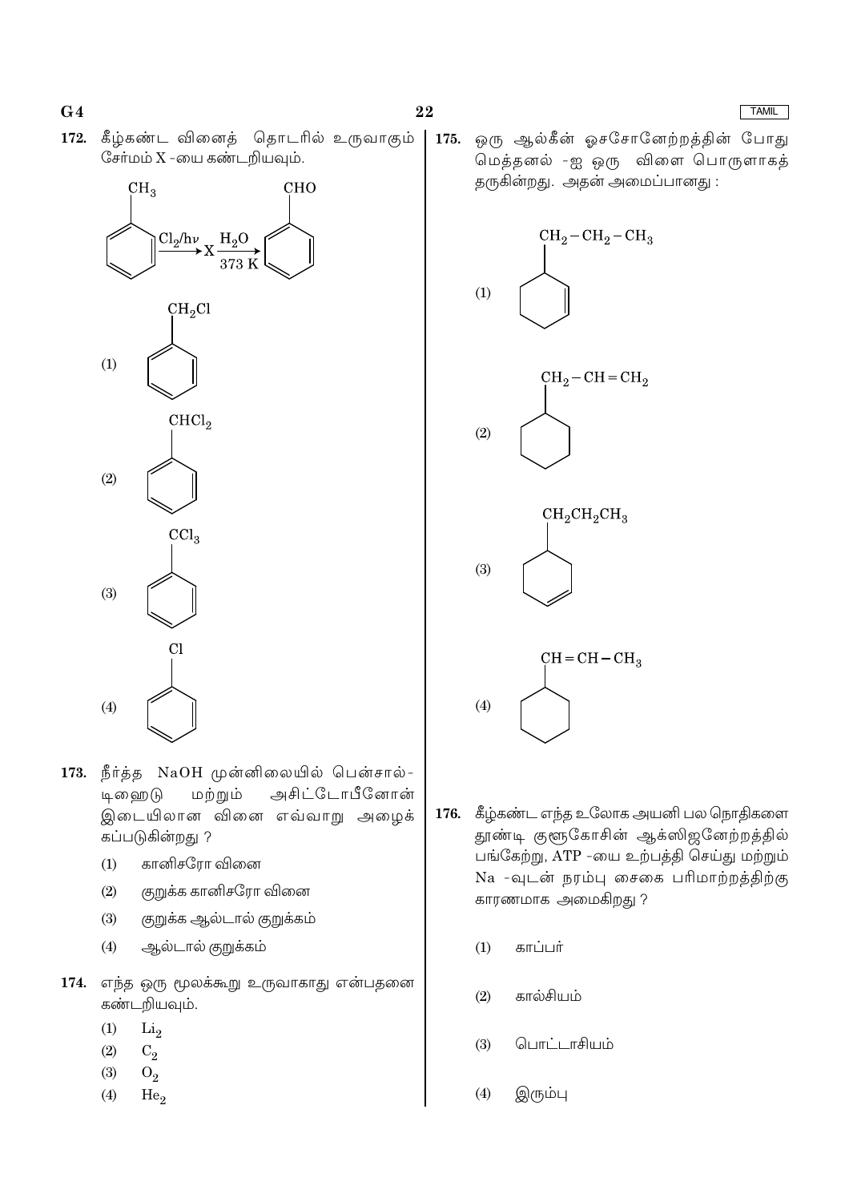172. கீழ்கண்ட வினைத் தொடரில் உருவாகும் சேர்மம் X -யை கண்டறியவும்.

$$C_6H_5CH_3 \xrightarrow{Cl_2/h\nu} X \xrightarrow[373\ K]{H_2O} C_6H_5CHO$$

(1) $C_6H_5CH_2Cl$

(2) $C_6H_5CHCl_2$

(3) $C_6H_5CCl_3$

(4) $C_6H_5Cl$

173. நீர்த்த NaOH முன்னிலையில் பென்சால்-டிஹைடு மற்றும் அசிட்டோபீனோன் இடையிலான வினை எவ்வாறு அழைக் கப்படுகின்றது ?

(1) கானிசரோ வினை
(2) குறுக்க கானிசரோ வினை
(3) குறுக்க ஆல்டால் குறுக்கம்
(4) ஆல்டால் குறுக்கம்

174. எந்த ஒரு மூலக்கூறு உருவாகாது என்பதனை கண்டறியவும்.

(1) $Li_2$
(2) $C_2$
(3) $O_2$
(4) $He_2$

175. ஒரு ஆல்கீன் ஓசசோனேற்றத்தின் போது மெத்தனல் -ஐ ஒரு விளை பொருளாகத் தருகின்றது. அதன் அமைப்பானது :

(1) cyclohexene ring with $CH_2-CH_2-CH_3$ substituent (double bond adjacent to substituted carbon)

(2) cyclohexane ring with $CH_2-CH=CH_2$ substituent

(3) cyclohexene ring with $CH_2CH_2CH_3$ substituent

(4) cyclohexane ring with $CH=CH-CH_3$ substituent

176. கீழ்கண்ட எந்த உலோக அயனி பல நொதிகளை தூண்டி குளுகோசின் ஆக்ஸிஜனேற்றத்தில் பங்கேற்று, ATP -யை உற்பத்தி செய்து மற்றும் Na -வுடன் நரம்பு சைகை பரிமாற்றத்திற்கு காரணமாக அமைகிறது ?

(1) காப்பர்
(2) கால்சியம்
(3) பொட்டாசியம்
(4) இரும்பு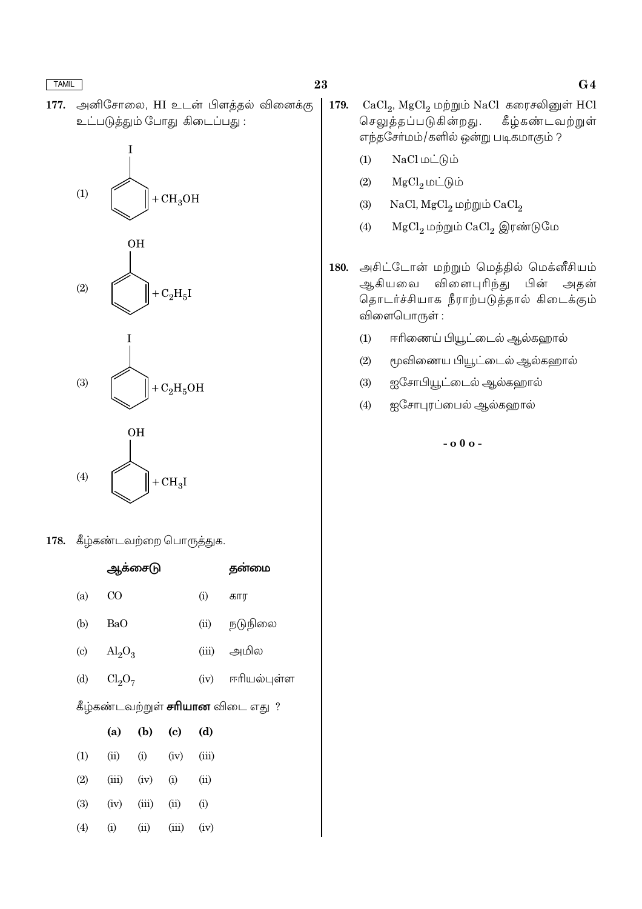177. அனிசோலை, HI உடன் பிளத்தல் வினைக்கு உட்படுத்தும் போது கிடைப்பது :

(1) Iodobenzene $+ CH_3OH$

(2) Phenol $+ C_2H_5I$

(3) Iodobenzene $+ C_2H_5OH$

(4) Phenol $+ CH_3I$

178. கீழ்கண்டவற்றை பொருத்துக.

| | ஆக்சைடு | | தன்மை |
|---|---|---|---|
| (a) | CO | (i) | கார |
| (b) | BaO | (ii) | நடுநிலை |
| (c) | $Al_2O_3$ | (iii) | அமில |
| (d) | $Cl_2O_7$ | (iv) | ஈரியல்புள்ள |

கீழ்கண்டவற்றுள் **சரியான** விடை எது ?

| | (a) | (b) | (c) | (d) |
|---|---|---|---|---|
| (1) | (ii) | (i) | (iv) | (iii) |
| (2) | (iii) | (iv) | (i) | (ii) |
| (3) | (iv) | (iii) | (ii) | (i) |
| (4) | (i) | (ii) | (iii) | (iv) |

179. $CaCl_2$, $MgCl_2$ மற்றும் NaCl கரைசலினுள் HCl செலுத்தப்படுகின்றது. கீழ்கண்டவற்றுள் எந்தசேர்மம்/களில் ஒன்று படிகமாகும் ?

(1) NaCl மட்டும்

(2) $MgCl_2$ மட்டும்

(3) NaCl, $MgCl_2$ மற்றும் $CaCl_2$

(4) $MgCl_2$ மற்றும் $CaCl_2$ இரண்டுமே

180. அசிட்டோன் மற்றும் மெத்தில் மெக்னீசியம் ஆகியவை வினைபுரிந்து பின் அதன் தொடர்ச்சியாக நீராற்படுத்தால் கிடைக்கும் விளைபொருள் :

(1) ஈரிணைய் பியூட்டைல் ஆல்கஹால்

(2) மூவிணைய பியூட்டைல் ஆல்கஹால்

(3) ஐசோபியூட்டைல் ஆல்கஹால்

(4) ஐசோபுரப்பைல் ஆல்கஹால்

- o 0 o -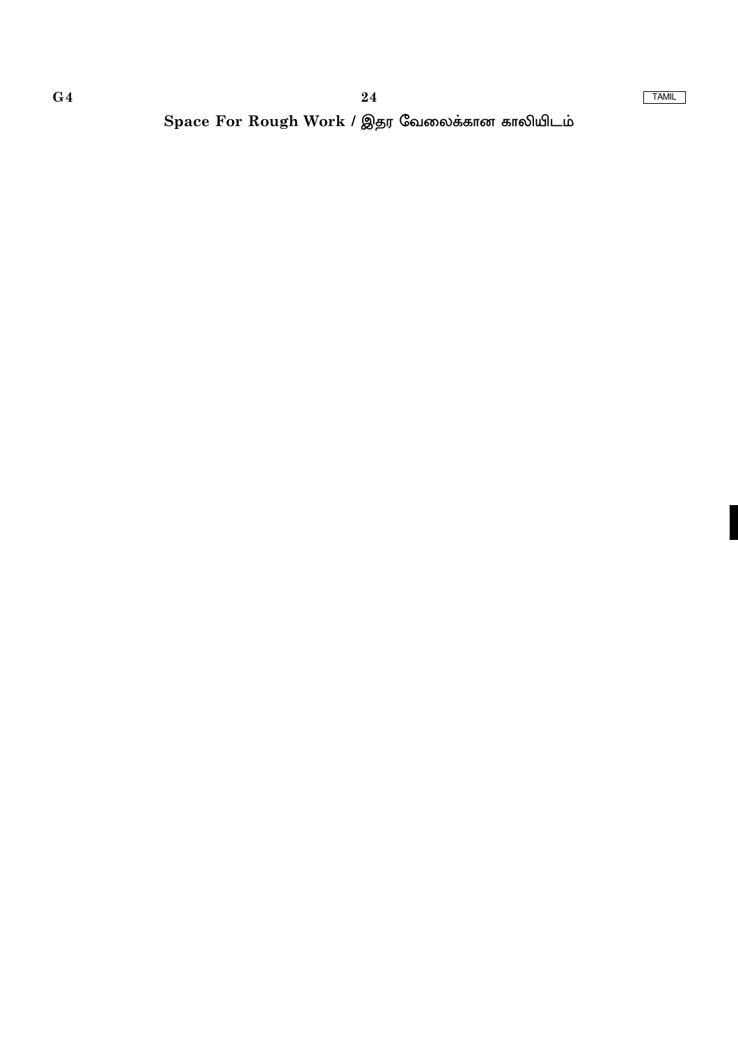**Space For Rough Work / இதர வேலைக்கான காலியிடம்**